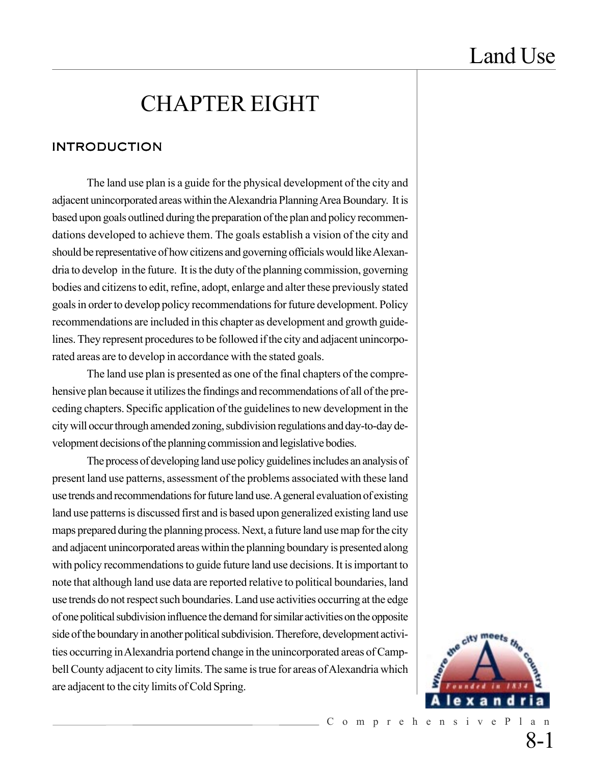# CHAPTER EIGHT

## INTRODUCTION

The land use plan is a guide for the physical development of the city and adjacent unincorporated areas within the Alexandria Planning Area Boundary. It is based upon goals outlined during the preparation of the plan and policy recommendations developed to achieve them. The goals establish a vision of the city and should be representative of how citizens and governing officials would like Alexandria to develop in the future. It is the duty of the planning commission, governing bodies and citizens to edit, refine, adopt, enlarge and alter these previously stated goals in order to develop policy recommendations for future development. Policy recommendations are included in this chapter as development and growth guidelines. They represent procedures to be followed if the city and adjacent unincorporated areas are to develop in accordance with the stated goals.

The land use plan is presented as one of the final chapters of the comprehensive plan because it utilizes the findings and recommendations of all of the preceding chapters. Specific application of the guidelines to new development in the city will occur through amended zoning, subdivision regulations and day-to-day development decisions of the planning commission and legislative bodies.

The process of developing land use policy guidelines includes an analysis of present land use patterns, assessment of the problems associated with these land use trends and recommendations for future land use. A general evaluation of existing land use patterns is discussed first and is based upon generalized existing land use maps prepared during the planning process. Next, a future land use map for the city and adjacent unincorporated areas within the planning boundary is presented along with policy recommendations to guide future land use decisions. It is important to note that although land use data are reported relative to political boundaries, land use trends do not respect such boundaries. Land use activities occurring at the edge of one political subdivision influence the demand for similar activities on the opposite side of the boundary in another political subdivision. Therefore, development activities occurring in Alexandria portend change in the unincorporated areas of Campbell County adjacent to city limits. The same is true for areas of Alexandria which are adjacent to the city limits of Cold Spring.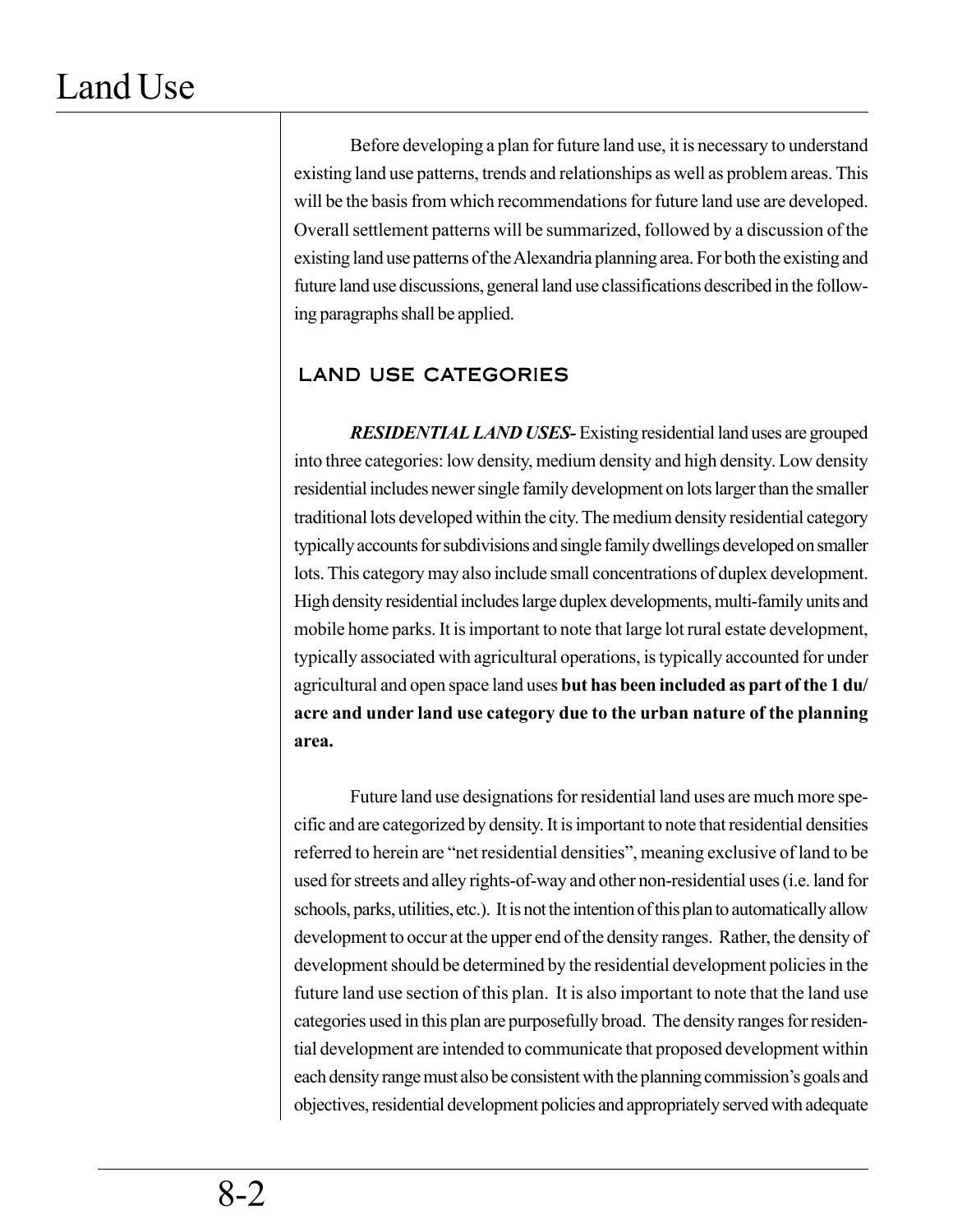Before developing a plan for future land use, it is necessary to understand existing land use patterns, trends and relationships as well as problem areas. This will be the basis from which recommendations for future land use are developed. Overall settlement patterns will be summarized, followed by a discussion of the existing land use patterns of the Alexandria planning area. For both the existing and future land use discussions, general land use classifications described in the following paragraphs shall be applied.

## LAND USE CATEGORIES

***RESIDENTIAL LAND USES-*** Existing residential land uses are grouped into three categories: low density, medium density and high density. Low density residential includes newer single family development on lots larger than the smaller traditional lots developed within the city. The medium density residential category typically accounts for subdivisions and single family dwellings developed on smaller lots. This category may also include small concentrations of duplex development. High density residential includes large duplex developments, multi-family units and mobile home parks. It is important to note that large lot rural estate development, typically associated with agricultural operations, is typically accounted for under agricultural and open space land uses **but has been included as part of the 1 du/acre and under land use category due to the urban nature of the planning area.**

Future land use designations for residential land uses are much more specific and are categorized by density. It is important to note that residential densities referred to herein are "net residential densities", meaning exclusive of land to be used for streets and alley rights-of-way and other non-residential uses (i.e. land for schools, parks, utilities, etc.). It is not the intention of this plan to automatically allow development to occur at the upper end of the density ranges. Rather, the density of development should be determined by the residential development policies in the future land use section of this plan. It is also important to note that the land use categories used in this plan are purposefully broad. The density ranges for residential development are intended to communicate that proposed development within each density range must also be consistent with the planning commission's goals and objectives, residential development policies and appropriately served with adequate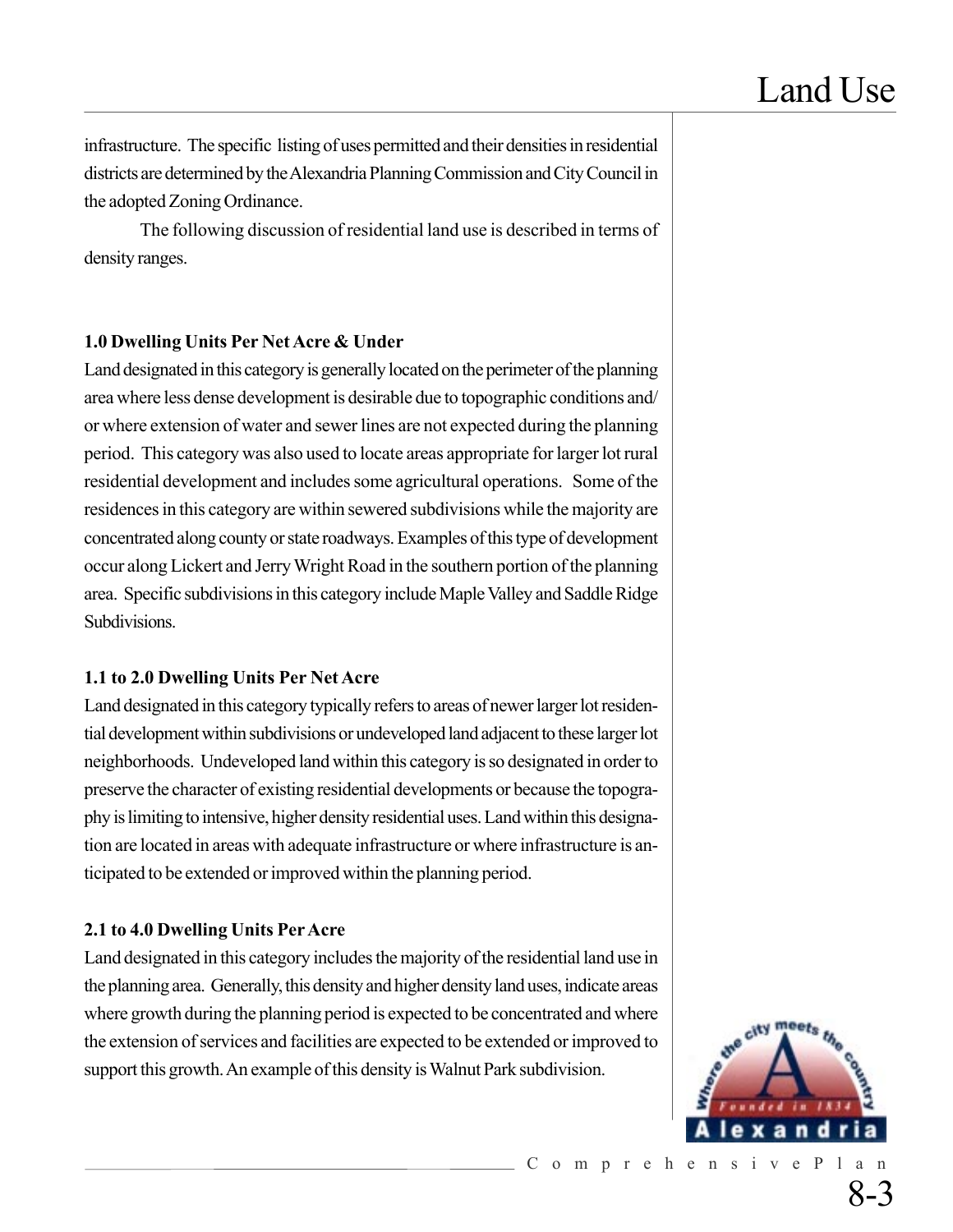infrastructure. The specific listing of uses permitted and their densities in residential districts are determined by the Alexandria Planning Commission and City Council in the adopted Zoning Ordinance.

The following discussion of residential land use is described in terms of density ranges.

**1.0 Dwelling Units Per Net Acre & Under**

Land designated in this category is generally located on the perimeter of the planning area where less dense development is desirable due to topographic conditions and/or where extension of water and sewer lines are not expected during the planning period. This category was also used to locate areas appropriate for larger lot rural residential development and includes some agricultural operations. Some of the residences in this category are within sewered subdivisions while the majority are concentrated along county or state roadways. Examples of this type of development occur along Lickert and Jerry Wright Road in the southern portion of the planning area. Specific subdivisions in this category include Maple Valley and Saddle Ridge Subdivisions.

**1.1 to 2.0 Dwelling Units Per Net Acre**

Land designated in this category typically refers to areas of newer larger lot residential development within subdivisions or undeveloped land adjacent to these larger lot neighborhoods. Undeveloped land within this category is so designated in order to preserve the character of existing residential developments or because the topography is limiting to intensive, higher density residential uses. Land within this designation are located in areas with adequate infrastructure or where infrastructure is anticipated to be extended or improved within the planning period.

**2.1 to 4.0 Dwelling Units Per Acre**

Land designated in this category includes the majority of the residential land use in the planning area. Generally, this density and higher density land uses, indicate areas where growth during the planning period is expected to be concentrated and where the extension of services and facilities are expected to be extended or improved to support this growth. An example of this density is Walnut Park subdivision.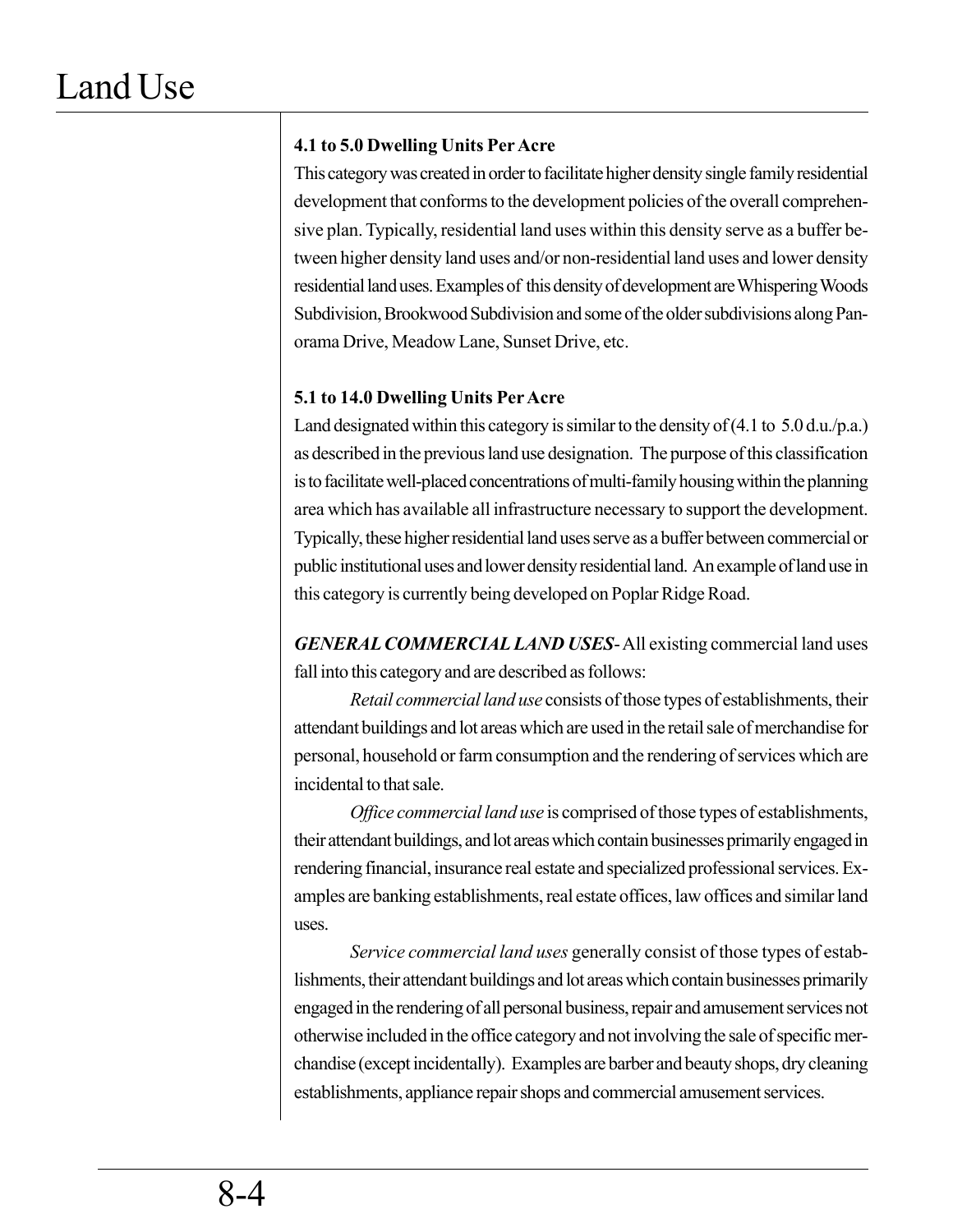**4.1 to 5.0 Dwelling Units Per Acre**

This category was created in order to facilitate higher density single family residential development that conforms to the development policies of the overall comprehensive plan. Typically, residential land uses within this density serve as a buffer between higher density land uses and/or non-residential land uses and lower density residential land uses. Examples of this density of development are Whispering Woods Subdivision, Brookwood Subdivision and some of the older subdivisions along Panorama Drive, Meadow Lane, Sunset Drive, etc.

**5.1 to 14.0 Dwelling Units Per Acre**

Land designated within this category is similar to the density of (4.1 to 5.0 d.u./p.a.) as described in the previous land use designation. The purpose of this classification is to facilitate well-placed concentrations of multi-family housing within the planning area which has available all infrastructure necessary to support the development. Typically, these higher residential land uses serve as a buffer between commercial or public institutional uses and lower density residential land. An example of land use in this category is currently being developed on Poplar Ridge Road.

***GENERAL COMMERCIAL LAND USES***- All existing commercial land uses fall into this category and are described as follows:

*Retail commercial land use* consists of those types of establishments, their attendant buildings and lot areas which are used in the retail sale of merchandise for personal, household or farm consumption and the rendering of services which are incidental to that sale.

*Office commercial land use* is comprised of those types of establishments, their attendant buildings, and lot areas which contain businesses primarily engaged in rendering financial, insurance real estate and specialized professional services. Examples are banking establishments, real estate offices, law offices and similar land uses.

*Service commercial land uses* generally consist of those types of establishments, their attendant buildings and lot areas which contain businesses primarily engaged in the rendering of all personal business, repair and amusement services not otherwise included in the office category and not involving the sale of specific merchandise (except incidentally). Examples are barber and beauty shops, dry cleaning establishments, appliance repair shops and commercial amusement services.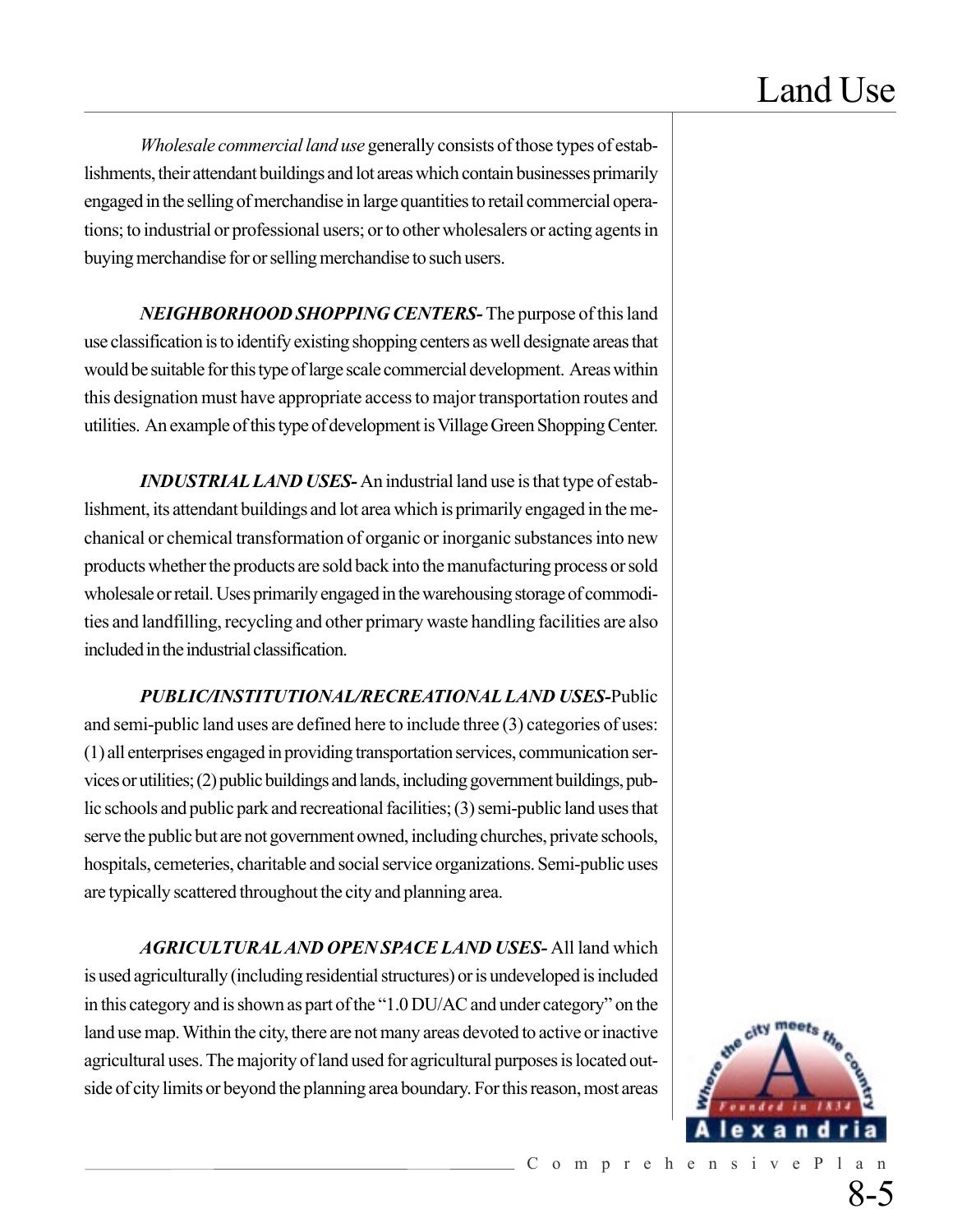*Wholesale commercial land use* generally consists of those types of establishments, their attendant buildings and lot areas which contain businesses primarily engaged in the selling of merchandise in large quantities to retail commercial operations; to industrial or professional users; or to other wholesalers or acting agents in buying merchandise for or selling merchandise to such users.

***NEIGHBORHOOD SHOPPING CENTERS-*** The purpose of this land use classification is to identify existing shopping centers as well designate areas that would be suitable for this type of large scale commercial development. Areas within this designation must have appropriate access to major transportation routes and utilities. An example of this type of development is Village Green Shopping Center.

***INDUSTRIAL LAND USES-*** An industrial land use is that type of establishment, its attendant buildings and lot area which is primarily engaged in the mechanical or chemical transformation of organic or inorganic substances into new products whether the products are sold back into the manufacturing process or sold wholesale or retail. Uses primarily engaged in the warehousing storage of commodities and landfilling, recycling and other primary waste handling facilities are also included in the industrial classification.

***PUBLIC/INSTITUTIONAL/RECREATIONAL LAND USES-***Public and semi-public land uses are defined here to include three (3) categories of uses: (1) all enterprises engaged in providing transportation services, communication services or utilities; (2) public buildings and lands, including government buildings, public schools and public park and recreational facilities; (3) semi-public land uses that serve the public but are not government owned, including churches, private schools, hospitals, cemeteries, charitable and social service organizations. Semi-public uses are typically scattered throughout the city and planning area.

***AGRICULTURAL AND OPEN SPACE LAND USES-*** All land which is used agriculturally (including residential structures) or is undeveloped is included in this category and is shown as part of the "1.0 DU/AC and under category" on the land use map. Within the city, there are not many areas devoted to active or inactive agricultural uses. The majority of land used for agricultural purposes is located outside of city limits or beyond the planning area boundary. For this reason, most areas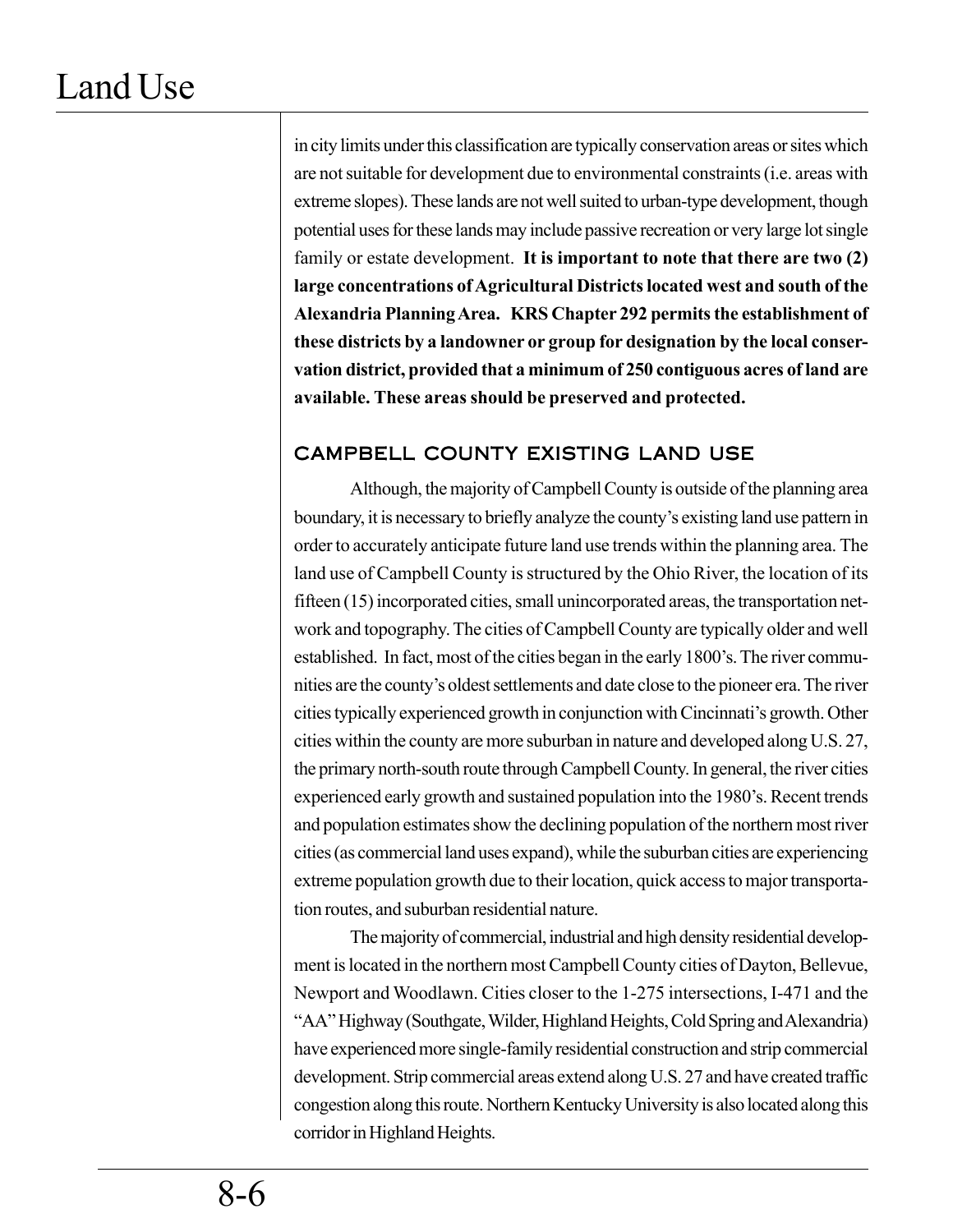in city limits under this classification are typically conservation areas or sites which are not suitable for development due to environmental constraints (i.e. areas with extreme slopes). These lands are not well suited to urban-type development, though potential uses for these lands may include passive recreation or very large lot single family or estate development. **It is important to note that there are two (2) large concentrations of Agricultural Districts located west and south of the Alexandria Planning Area. KRS Chapter 292 permits the establishment of these districts by a landowner or group for designation by the local conservation district, provided that a minimum of 250 contiguous acres of land are available. These areas should be preserved and protected.**

## CAMPBELL COUNTY EXISTING LAND USE

Although, the majority of Campbell County is outside of the planning area boundary, it is necessary to briefly analyze the county's existing land use pattern in order to accurately anticipate future land use trends within the planning area. The land use of Campbell County is structured by the Ohio River, the location of its fifteen (15) incorporated cities, small unincorporated areas, the transportation network and topography. The cities of Campbell County are typically older and well established. In fact, most of the cities began in the early 1800's. The river communities are the county's oldest settlements and date close to the pioneer era. The river cities typically experienced growth in conjunction with Cincinnati's growth. Other cities within the county are more suburban in nature and developed along U.S. 27, the primary north-south route through Campbell County. In general, the river cities experienced early growth and sustained population into the 1980's. Recent trends and population estimates show the declining population of the northern most river cities (as commercial land uses expand), while the suburban cities are experiencing extreme population growth due to their location, quick access to major transportation routes, and suburban residential nature.

The majority of commercial, industrial and high density residential development is located in the northern most Campbell County cities of Dayton, Bellevue, Newport and Woodlawn. Cities closer to the 1-275 intersections, I-471 and the "AA" Highway (Southgate, Wilder, Highland Heights, Cold Spring and Alexandria) have experienced more single-family residential construction and strip commercial development. Strip commercial areas extend along U.S. 27 and have created traffic congestion along this route. Northern Kentucky University is also located along this corridor in Highland Heights.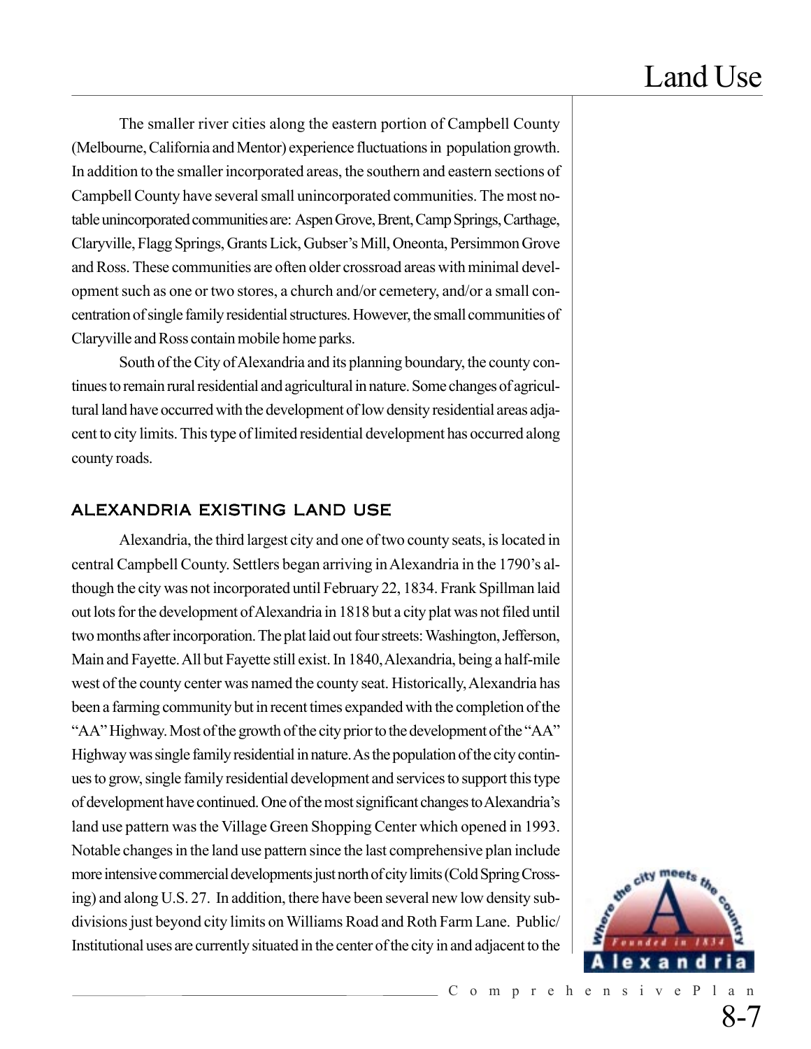The smaller river cities along the eastern portion of Campbell County (Melbourne, California and Mentor) experience fluctuations in population growth. In addition to the smaller incorporated areas, the southern and eastern sections of Campbell County have several small unincorporated communities. The most notable unincorporated communities are: Aspen Grove, Brent, Camp Springs, Carthage, Claryville, Flagg Springs, Grants Lick, Gubser's Mill, Oneonta, Persimmon Grove and Ross. These communities are often older crossroad areas with minimal development such as one or two stores, a church and/or cemetery, and/or a small concentration of single family residential structures. However, the small communities of Claryville and Ross contain mobile home parks.

South of the City of Alexandria and its planning boundary, the county continues to remain rural residential and agricultural in nature. Some changes of agricultural land have occurred with the development of low density residential areas adjacent to city limits. This type of limited residential development has occurred along county roads.

## ALEXANDRIA EXISTING LAND USE

Alexandria, the third largest city and one of two county seats, is located in central Campbell County. Settlers began arriving in Alexandria in the 1790's although the city was not incorporated until February 22, 1834. Frank Spillman laid out lots for the development of Alexandria in 1818 but a city plat was not filed until two months after incorporation. The plat laid out four streets: Washington, Jefferson, Main and Fayette. All but Fayette still exist. In 1840, Alexandria, being a half-mile west of the county center was named the county seat. Historically, Alexandria has been a farming community but in recent times expanded with the completion of the "AA" Highway. Most of the growth of the city prior to the development of the "AA" Highway was single family residential in nature. As the population of the city continues to grow, single family residential development and services to support this type of development have continued. One of the most significant changes to Alexandria's land use pattern was the Village Green Shopping Center which opened in 1993. Notable changes in the land use pattern since the last comprehensive plan include more intensive commercial developments just north of city limits (Cold Spring Crossing) and along U.S. 27. In addition, there have been several new low density subdivisions just beyond city limits on Williams Road and Roth Farm Lane. Public/ Institutional uses are currently situated in the center of the city in and adjacent to the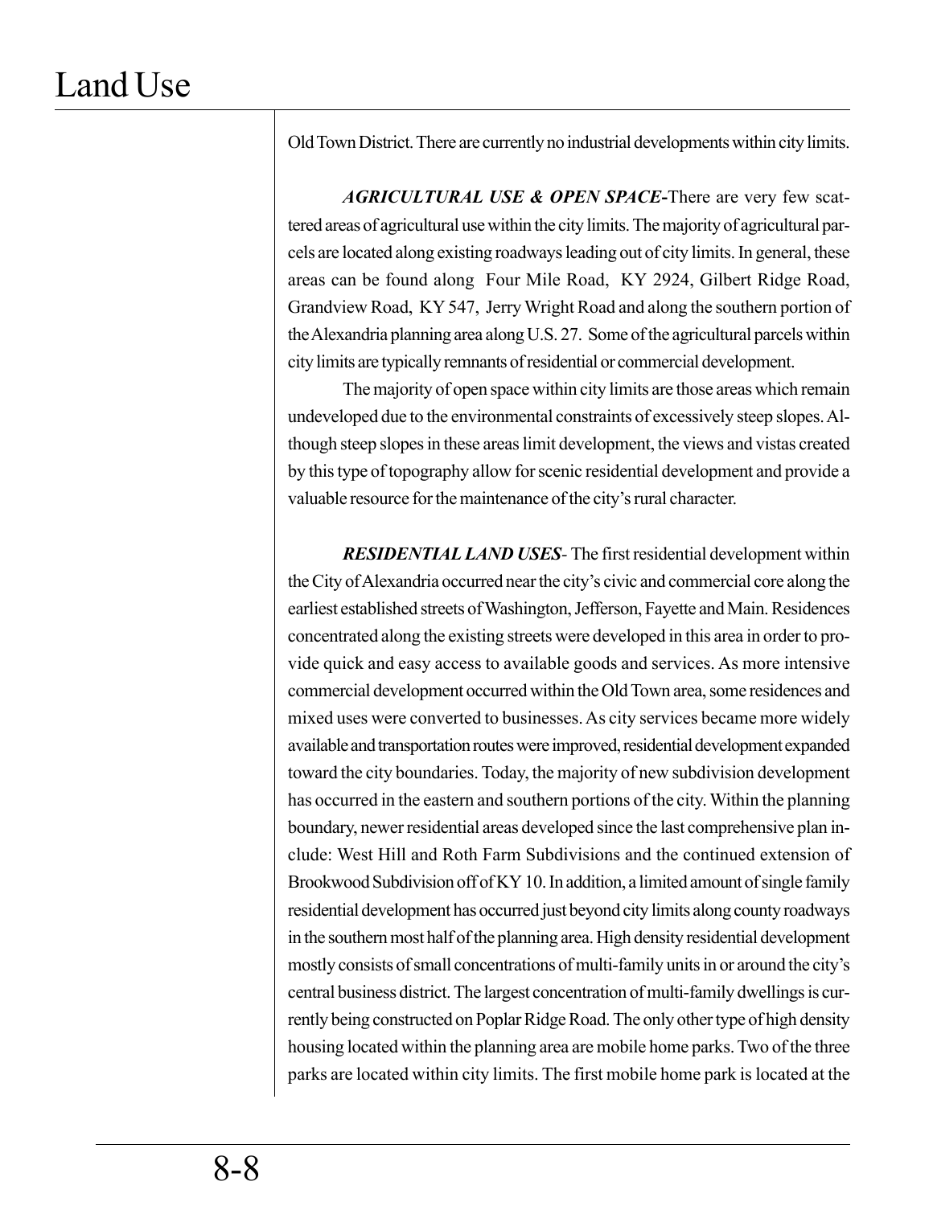Old Town District. There are currently no industrial developments within city limits.

***AGRICULTURAL USE & OPEN SPACE***-There are very few scattered areas of agricultural use within the city limits. The majority of agricultural parcels are located along existing roadways leading out of city limits. In general, these areas can be found along Four Mile Road, KY 2924, Gilbert Ridge Road, Grandview Road, KY 547, Jerry Wright Road and along the southern portion of the Alexandria planning area along U.S. 27. Some of the agricultural parcels within city limits are typically remnants of residential or commercial development.

The majority of open space within city limits are those areas which remain undeveloped due to the environmental constraints of excessively steep slopes. Although steep slopes in these areas limit development, the views and vistas created by this type of topography allow for scenic residential development and provide a valuable resource for the maintenance of the city's rural character.

***RESIDENTIAL LAND USES***- The first residential development within the City of Alexandria occurred near the city's civic and commercial core along the earliest established streets of Washington, Jefferson, Fayette and Main. Residences concentrated along the existing streets were developed in this area in order to provide quick and easy access to available goods and services. As more intensive commercial development occurred within the Old Town area, some residences and mixed uses were converted to businesses. As city services became more widely available and transportation routes were improved, residential development expanded toward the city boundaries. Today, the majority of new subdivision development has occurred in the eastern and southern portions of the city. Within the planning boundary, newer residential areas developed since the last comprehensive plan include: West Hill and Roth Farm Subdivisions and the continued extension of Brookwood Subdivision off of KY 10. In addition, a limited amount of single family residential development has occurred just beyond city limits along county roadways in the southern most half of the planning area. High density residential development mostly consists of small concentrations of multi-family units in or around the city's central business district. The largest concentration of multi-family dwellings is currently being constructed on Poplar Ridge Road. The only other type of high density housing located within the planning area are mobile home parks. Two of the three parks are located within city limits. The first mobile home park is located at the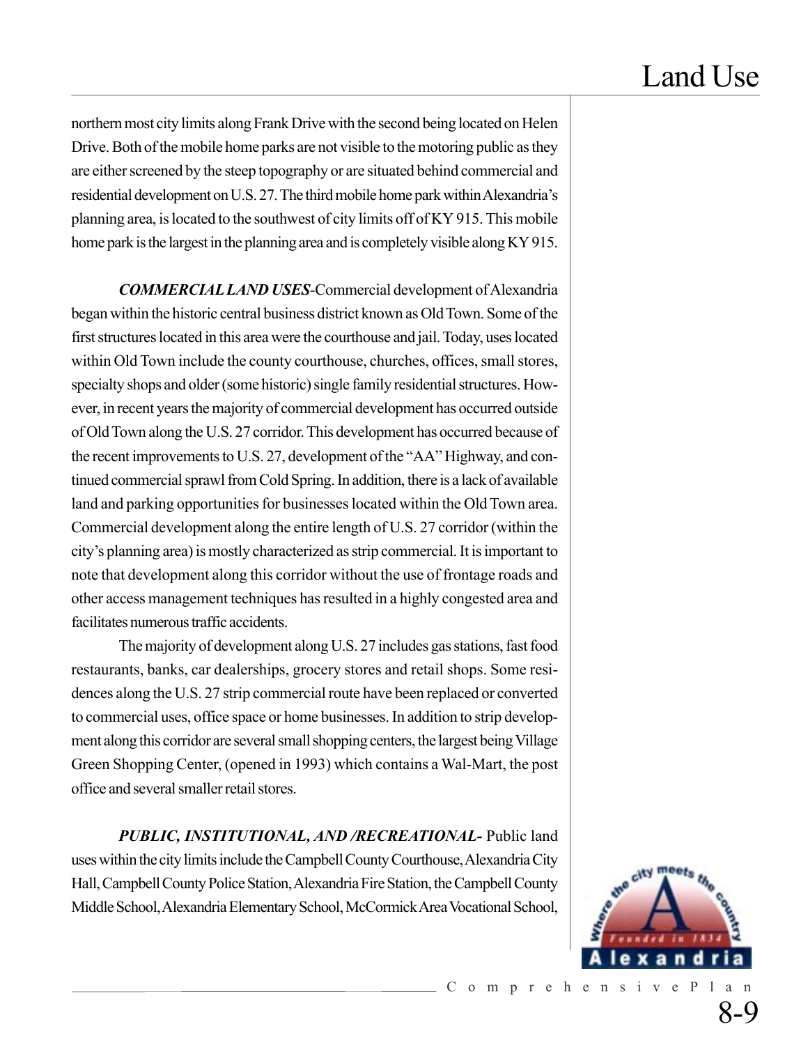northern most city limits along Frank Drive with the second being located on Helen Drive. Both of the mobile home parks are not visible to the motoring public as they are either screened by the steep topography or are situated behind commercial and residential development on U.S. 27. The third mobile home park within Alexandria's planning area, is located to the southwest of city limits off of KY 915. This mobile home park is the largest in the planning area and is completely visible along KY 915.

***COMMERCIAL LAND USES***-Commercial development of Alexandria began within the historic central business district known as Old Town. Some of the first structures located in this area were the courthouse and jail. Today, uses located within Old Town include the county courthouse, churches, offices, small stores, specialty shops and older (some historic) single family residential structures. However, in recent years the majority of commercial development has occurred outside of Old Town along the U.S. 27 corridor. This development has occurred because of the recent improvements to U.S. 27, development of the "AA" Highway, and continued commercial sprawl from Cold Spring. In addition, there is a lack of available land and parking opportunities for businesses located within the Old Town area. Commercial development along the entire length of U.S. 27 corridor (within the city's planning area) is mostly characterized as strip commercial. It is important to note that development along this corridor without the use of frontage roads and other access management techniques has resulted in a highly congested area and facilitates numerous traffic accidents.

The majority of development along U.S. 27 includes gas stations, fast food restaurants, banks, car dealerships, grocery stores and retail shops. Some residences along the U.S. 27 strip commercial route have been replaced or converted to commercial uses, office space or home businesses. In addition to strip development along this corridor are several small shopping centers, the largest being Village Green Shopping Center, (opened in 1993) which contains a Wal-Mart, the post office and several smaller retail stores.

***PUBLIC, INSTITUTIONAL, AND /RECREATIONAL-*** Public land uses within the city limits include the Campbell County Courthouse, Alexandria City Hall, Campbell County Police Station, Alexandria Fire Station, the Campbell County Middle School, Alexandria Elementary School, McCormick Area Vocational School,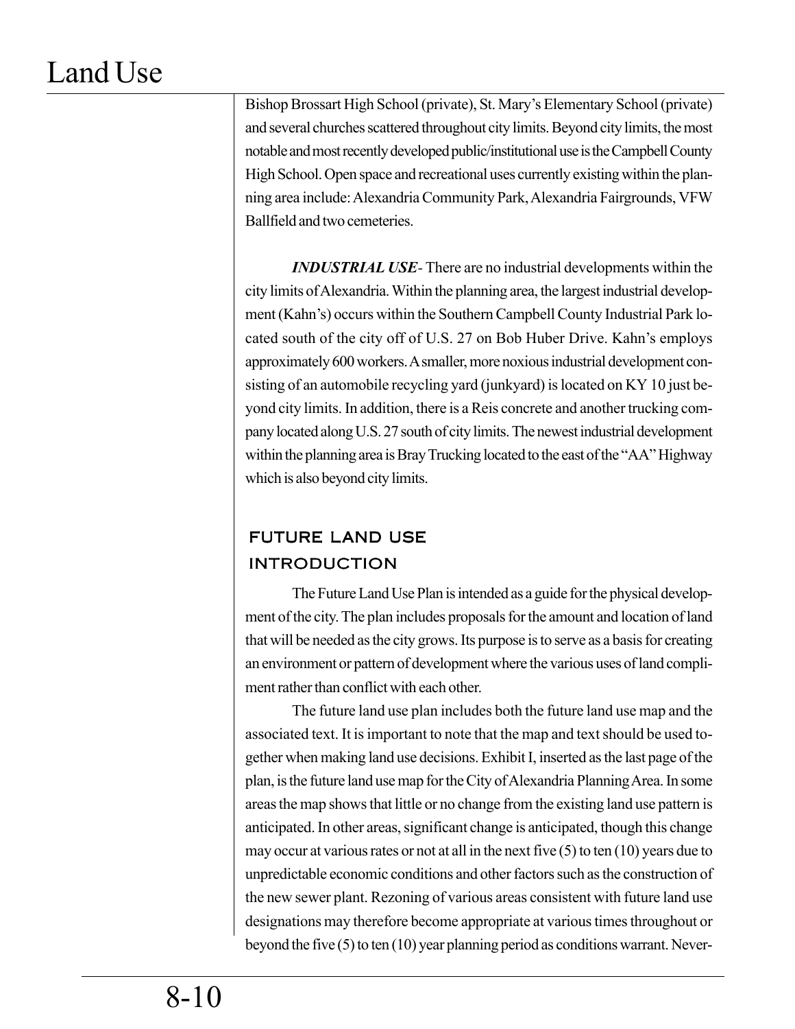Bishop Brossart High School (private), St. Mary's Elementary School (private) and several churches scattered throughout city limits. Beyond city limits, the most notable and most recently developed public/institutional use is the Campbell County High School. Open space and recreational uses currently existing within the planning area include: Alexandria Community Park, Alexandria Fairgrounds, VFW Ballfield and two cemeteries.

***INDUSTRIAL USE***- There are no industrial developments within the city limits of Alexandria. Within the planning area, the largest industrial development (Kahn's) occurs within the Southern Campbell County Industrial Park located south of the city off of U.S. 27 on Bob Huber Drive. Kahn's employs approximately 600 workers. A smaller, more noxious industrial development consisting of an automobile recycling yard (junkyard) is located on KY 10 just beyond city limits. In addition, there is a Reis concrete and another trucking company located along U.S. 27 south of city limits. The newest industrial development within the planning area is Bray Trucking located to the east of the "AA" Highway which is also beyond city limits.

## FUTURE LAND USE INTRODUCTION

The Future Land Use Plan is intended as a guide for the physical development of the city. The plan includes proposals for the amount and location of land that will be needed as the city grows. Its purpose is to serve as a basis for creating an environment or pattern of development where the various uses of land compliment rather than conflict with each other.

The future land use plan includes both the future land use map and the associated text. It is important to note that the map and text should be used together when making land use decisions. Exhibit I, inserted as the last page of the plan, is the future land use map for the City of Alexandria Planning Area. In some areas the map shows that little or no change from the existing land use pattern is anticipated. In other areas, significant change is anticipated, though this change may occur at various rates or not at all in the next five (5) to ten (10) years due to unpredictable economic conditions and other factors such as the construction of the new sewer plant. Rezoning of various areas consistent with future land use designations may therefore become appropriate at various times throughout or beyond the five (5) to ten (10) year planning period as conditions warrant. Never-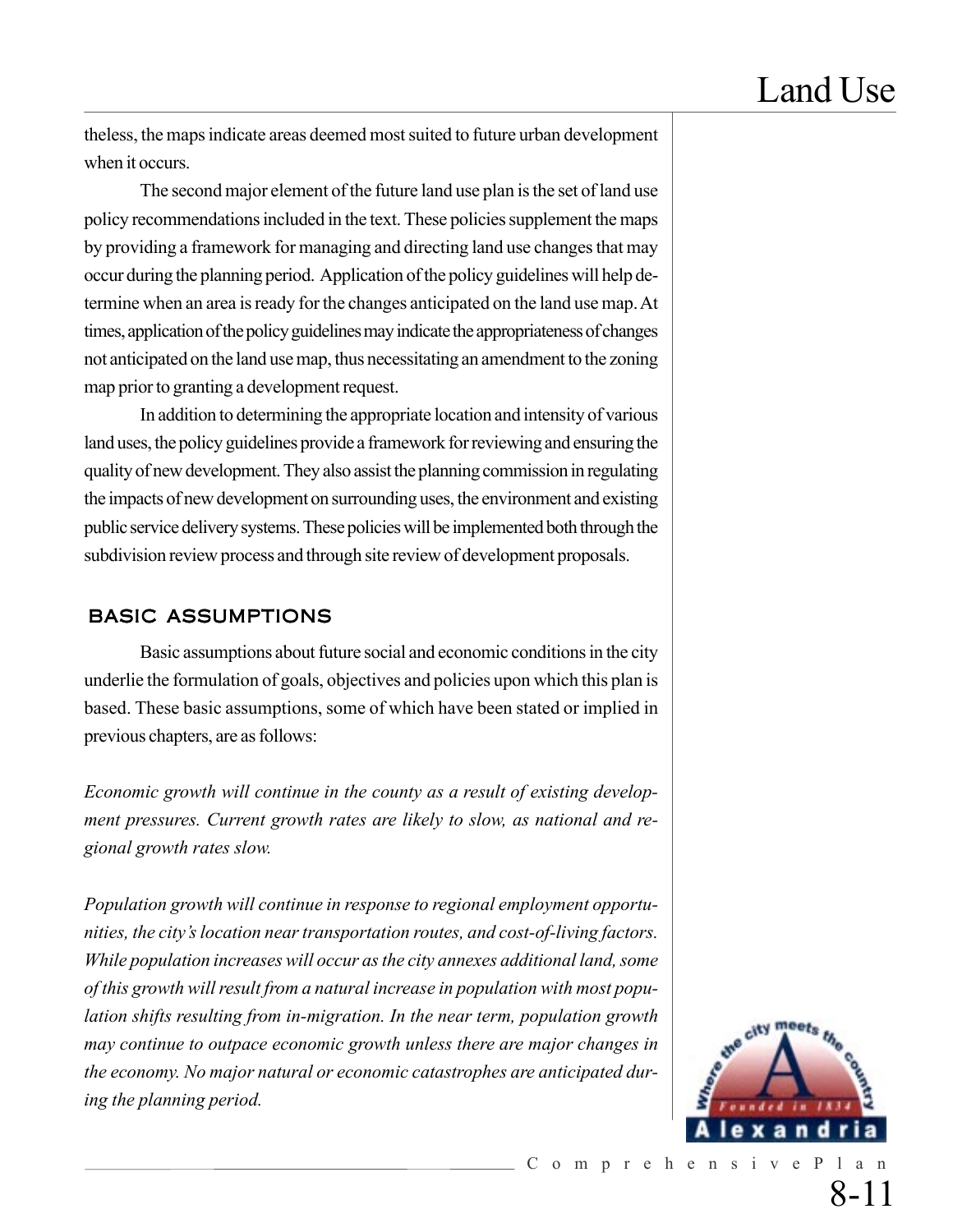theless, the maps indicate areas deemed most suited to future urban development when it occurs.

The second major element of the future land use plan is the set of land use policy recommendations included in the text. These policies supplement the maps by providing a framework for managing and directing land use changes that may occur during the planning period. Application of the policy guidelines will help determine when an area is ready for the changes anticipated on the land use map. At times, application of the policy guidelines may indicate the appropriateness of changes not anticipated on the land use map, thus necessitating an amendment to the zoning map prior to granting a development request.

In addition to determining the appropriate location and intensity of various land uses, the policy guidelines provide a framework for reviewing and ensuring the quality of new development. They also assist the planning commission in regulating the impacts of new development on surrounding uses, the environment and existing public service delivery systems. These policies will be implemented both through the subdivision review process and through site review of development proposals.

## BASIC ASSUMPTIONS

Basic assumptions about future social and economic conditions in the city underlie the formulation of goals, objectives and policies upon which this plan is based. These basic assumptions, some of which have been stated or implied in previous chapters, are as follows:

*Economic growth will continue in the county as a result of existing development pressures. Current growth rates are likely to slow, as national and regional growth rates slow.*

*Population growth will continue in response to regional employment opportunities, the city's location near transportation routes, and cost-of-living factors. While population increases will occur as the city annexes additional land, some of this growth will result from a natural increase in population with most population shifts resulting from in-migration. In the near term, population growth may continue to outpace economic growth unless there are major changes in the economy. No major natural or economic catastrophes are anticipated during the planning period.*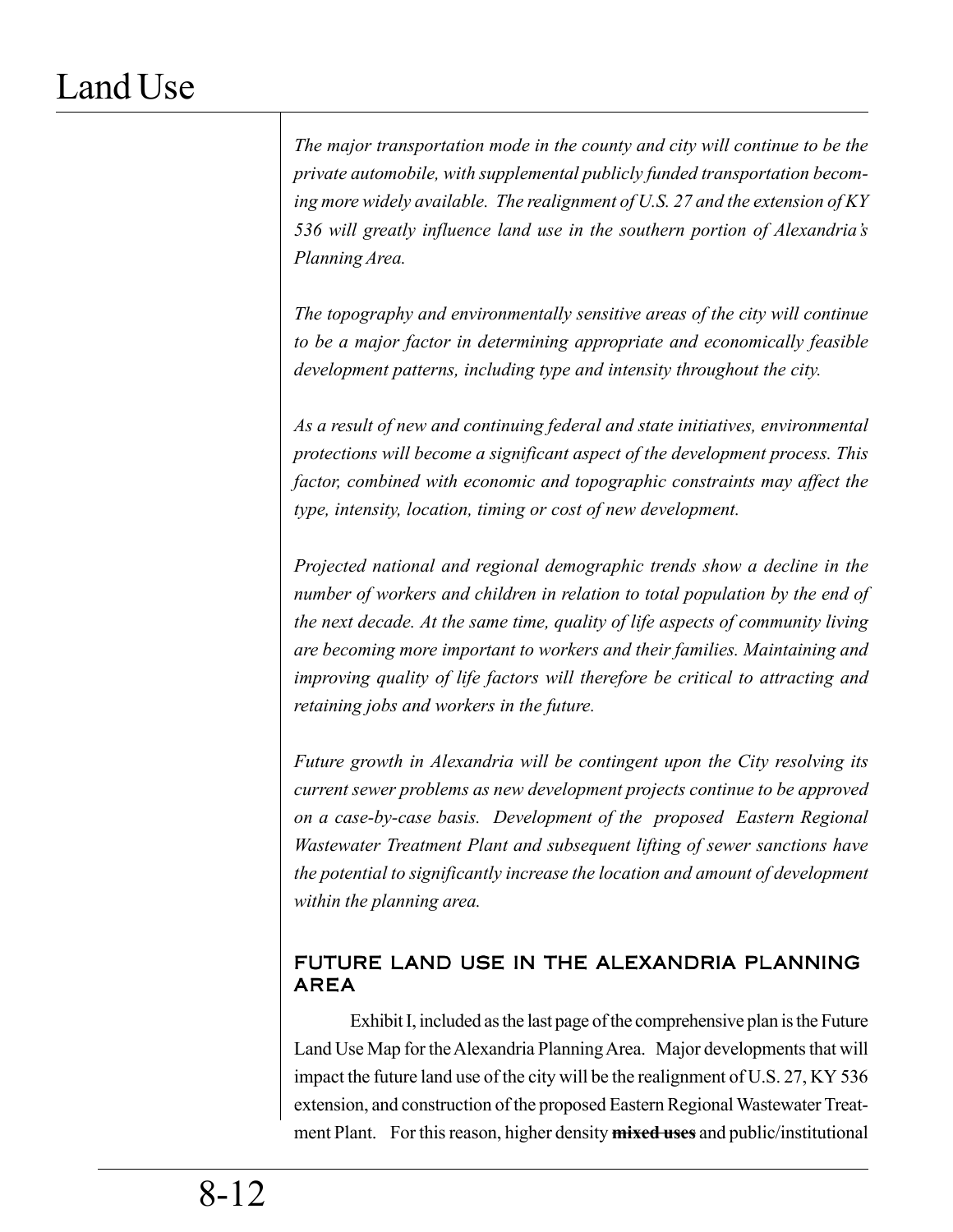*The major transportation mode in the county and city will continue to be the private automobile, with supplemental publicly funded transportation becoming more widely available. The realignment of U.S. 27 and the extension of KY 536 will greatly influence land use in the southern portion of Alexandria's Planning Area.*

*The topography and environmentally sensitive areas of the city will continue to be a major factor in determining appropriate and economically feasible development patterns, including type and intensity throughout the city.*

*As a result of new and continuing federal and state initiatives, environmental protections will become a significant aspect of the development process. This factor, combined with economic and topographic constraints may affect the type, intensity, location, timing or cost of new development.*

*Projected national and regional demographic trends show a decline in the number of workers and children in relation to total population by the end of the next decade. At the same time, quality of life aspects of community living are becoming more important to workers and their families. Maintaining and improving quality of life factors will therefore be critical to attracting and retaining jobs and workers in the future.*

*Future growth in Alexandria will be contingent upon the City resolving its current sewer problems as new development projects continue to be approved on a case-by-case basis. Development of the proposed Eastern Regional Wastewater Treatment Plant and subsequent lifting of sewer sanctions have the potential to significantly increase the location and amount of development within the planning area.*

## FUTURE LAND USE IN THE ALEXANDRIA PLANNING AREA

Exhibit I, included as the last page of the comprehensive plan is the Future Land Use Map for the Alexandria Planning Area. Major developments that will impact the future land use of the city will be the realignment of U.S. 27, KY 536 extension, and construction of the proposed Eastern Regional Wastewater Treatment Plant. For this reason, higher density ~~**mixed uses**~~ and public/institutional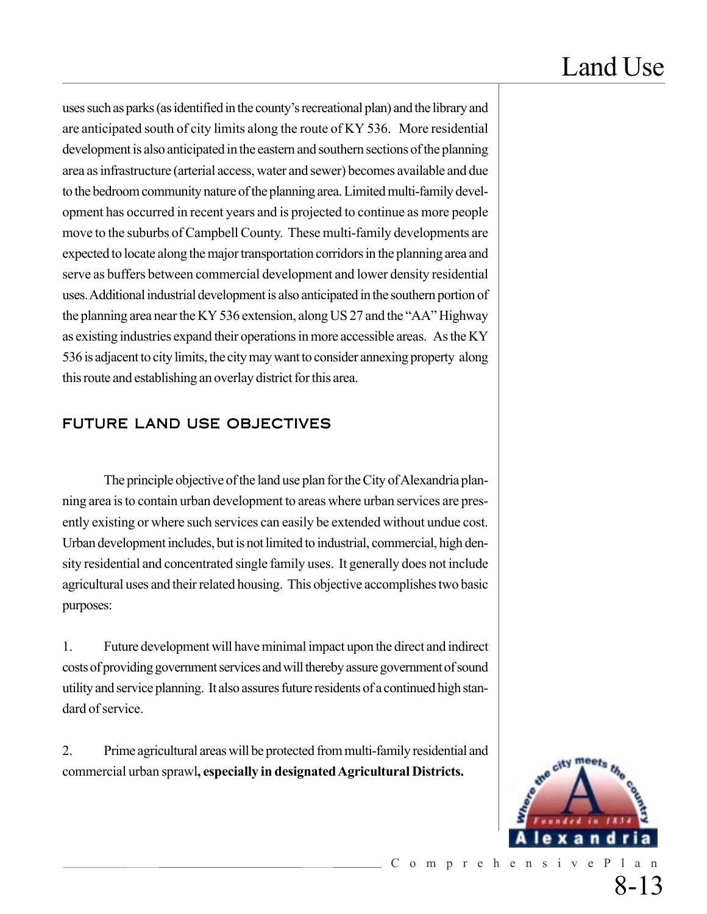uses such as parks (as identified in the county's recreational plan) and the library and are anticipated south of city limits along the route of KY 536. More residential development is also anticipated in the eastern and southern sections of the planning area as infrastructure (arterial access, water and sewer) becomes available and due to the bedroom community nature of the planning area. Limited multi-family development has occurred in recent years and is projected to continue as more people move to the suburbs of Campbell County. These multi-family developments are expected to locate along the major transportation corridors in the planning area and serve as buffers between commercial development and lower density residential uses. Additional industrial development is also anticipated in the southern portion of the planning area near the KY 536 extension, along US 27 and the "AA" Highway as existing industries expand their operations in more accessible areas. As the KY 536 is adjacent to city limits, the city may want to consider annexing property along this route and establishing an overlay district for this area.

## FUTURE LAND USE OBJECTIVES

The principle objective of the land use plan for the City of Alexandria planning area is to contain urban development to areas where urban services are presently existing or where such services can easily be extended without undue cost. Urban development includes, but is not limited to industrial, commercial, high density residential and concentrated single family uses. It generally does not include agricultural uses and their related housing. This objective accomplishes two basic purposes:

1. Future development will have minimal impact upon the direct and indirect costs of providing government services and will thereby assure government of sound utility and service planning. It also assures future residents of a continued high standard of service.

2. Prime agricultural areas will be protected from multi-family residential and commercial urban sprawl**, especially in designated Agricultural Districts.**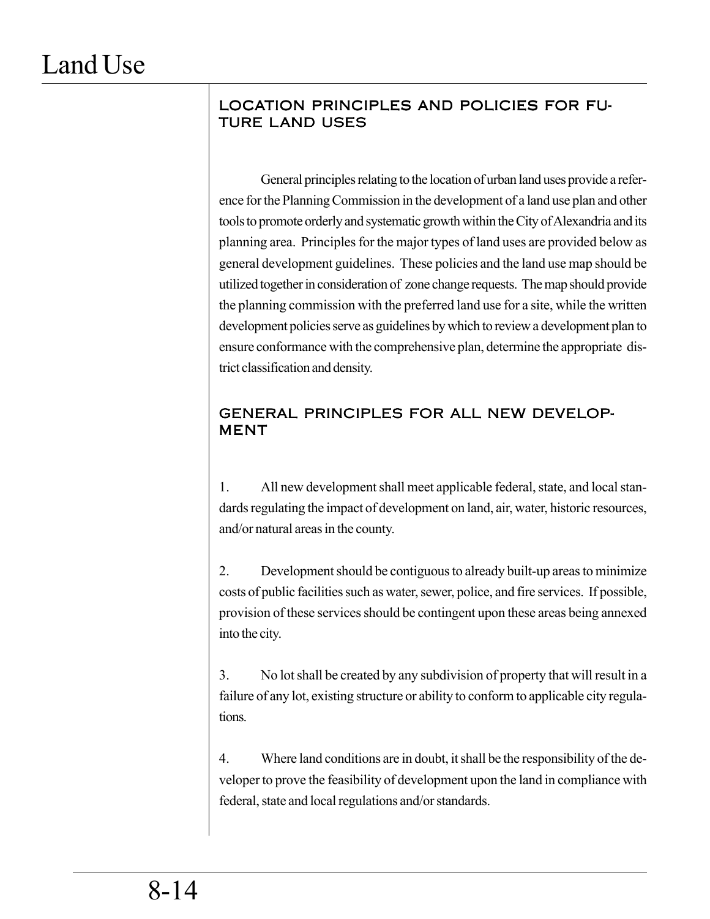## LOCATION PRINCIPLES AND POLICIES FOR FUTURE LAND USES

General principles relating to the location of urban land uses provide a reference for the Planning Commission in the development of a land use plan and other tools to promote orderly and systematic growth within the City of Alexandria and its planning area. Principles for the major types of land uses are provided below as general development guidelines. These policies and the land use map should be utilized together in consideration of zone change requests. The map should provide the planning commission with the preferred land use for a site, while the written development policies serve as guidelines by which to review a development plan to ensure conformance with the comprehensive plan, determine the appropriate district classification and density.

## GENERAL PRINCIPLES FOR ALL NEW DEVELOPMENT

1. All new development shall meet applicable federal, state, and local standards regulating the impact of development on land, air, water, historic resources, and/or natural areas in the county.

2. Development should be contiguous to already built-up areas to minimize costs of public facilities such as water, sewer, police, and fire services. If possible, provision of these services should be contingent upon these areas being annexed into the city.

3. No lot shall be created by any subdivision of property that will result in a failure of any lot, existing structure or ability to conform to applicable city regulations.

4. Where land conditions are in doubt, it shall be the responsibility of the developer to prove the feasibility of development upon the land in compliance with federal, state and local regulations and/or standards.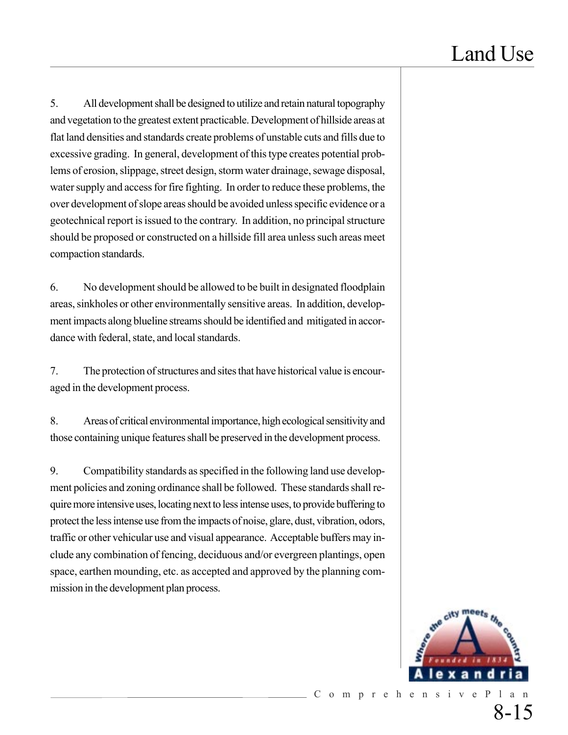5. All development shall be designed to utilize and retain natural topography and vegetation to the greatest extent practicable. Development of hillside areas at flat land densities and standards create problems of unstable cuts and fills due to excessive grading. In general, development of this type creates potential problems of erosion, slippage, street design, storm water drainage, sewage disposal, water supply and access for fire fighting. In order to reduce these problems, the over development of slope areas should be avoided unless specific evidence or a geotechnical report is issued to the contrary. In addition, no principal structure should be proposed or constructed on a hillside fill area unless such areas meet compaction standards.

6. No development should be allowed to be built in designated floodplain areas, sinkholes or other environmentally sensitive areas. In addition, development impacts along blueline streams should be identified and mitigated in accordance with federal, state, and local standards.

7. The protection of structures and sites that have historical value is encouraged in the development process.

8. Areas of critical environmental importance, high ecological sensitivity and those containing unique features shall be preserved in the development process.

9. Compatibility standards as specified in the following land use development policies and zoning ordinance shall be followed. These standards shall require more intensive uses, locating next to less intense uses, to provide buffering to protect the less intense use from the impacts of noise, glare, dust, vibration, odors, traffic or other vehicular use and visual appearance. Acceptable buffers may include any combination of fencing, deciduous and/or evergreen plantings, open space, earthen mounding, etc. as accepted and approved by the planning commission in the development plan process.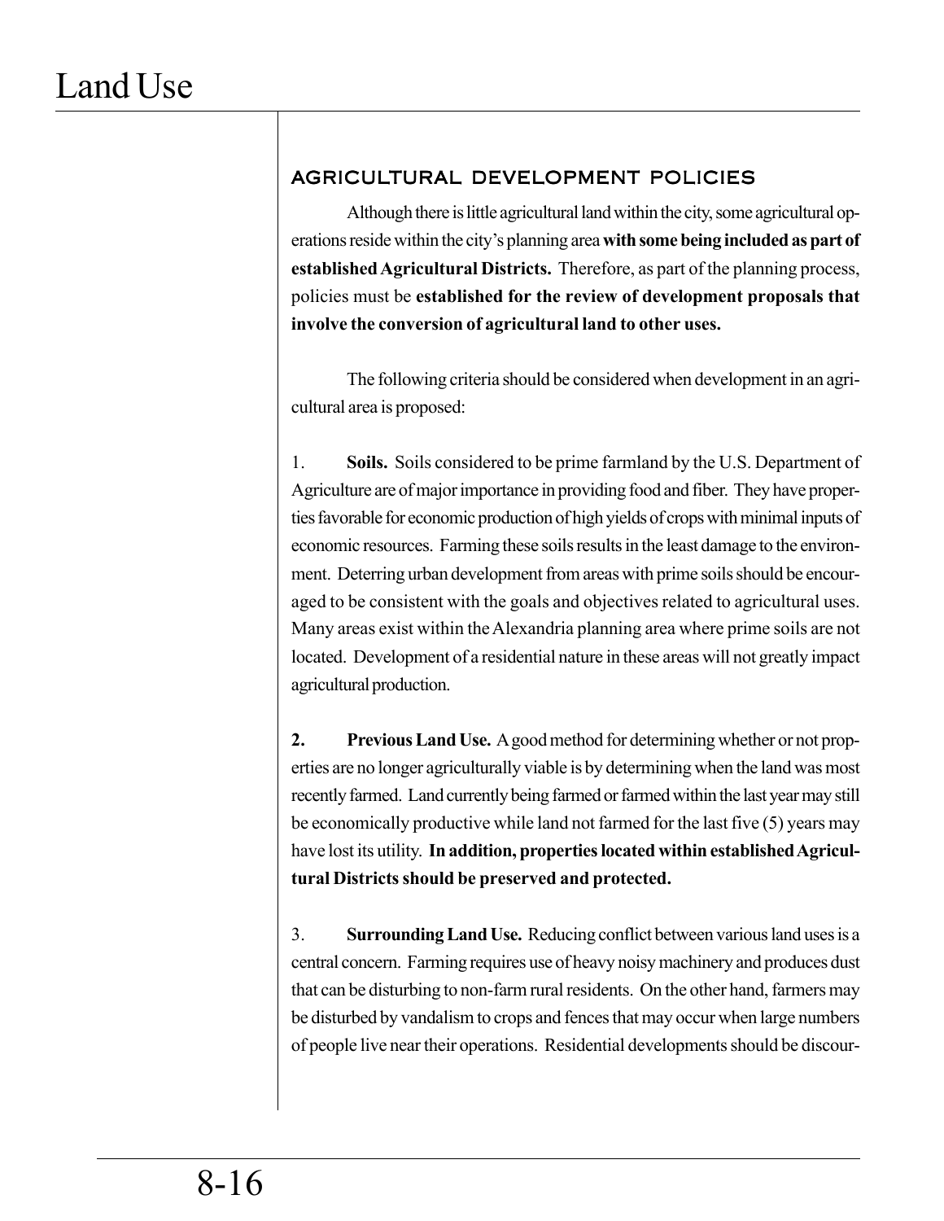## AGRICULTURAL DEVELOPMENT POLICIES

Although there is little agricultural land within the city, some agricultural operations reside within the city's planning area **with some being included as part of established Agricultural Districts.** Therefore, as part of the planning process, policies must be **established for the review of development proposals that involve the conversion of agricultural land to other uses.**

The following criteria should be considered when development in an agricultural area is proposed:

1. **Soils.** Soils considered to be prime farmland by the U.S. Department of Agriculture are of major importance in providing food and fiber. They have properties favorable for economic production of high yields of crops with minimal inputs of economic resources. Farming these soils results in the least damage to the environment. Deterring urban development from areas with prime soils should be encouraged to be consistent with the goals and objectives related to agricultural uses. Many areas exist within the Alexandria planning area where prime soils are not located. Development of a residential nature in these areas will not greatly impact agricultural production.

**2. Previous Land Use.** A good method for determining whether or not properties are no longer agriculturally viable is by determining when the land was most recently farmed. Land currently being farmed or farmed within the last year may still be economically productive while land not farmed for the last five (5) years may have lost its utility. **In addition, properties located within established Agricultural Districts should be preserved and protected.**

3. **Surrounding Land Use.** Reducing conflict between various land uses is a central concern. Farming requires use of heavy noisy machinery and produces dust that can be disturbing to non-farm rural residents. On the other hand, farmers may be disturbed by vandalism to crops and fences that may occur when large numbers of people live near their operations. Residential developments should be discour-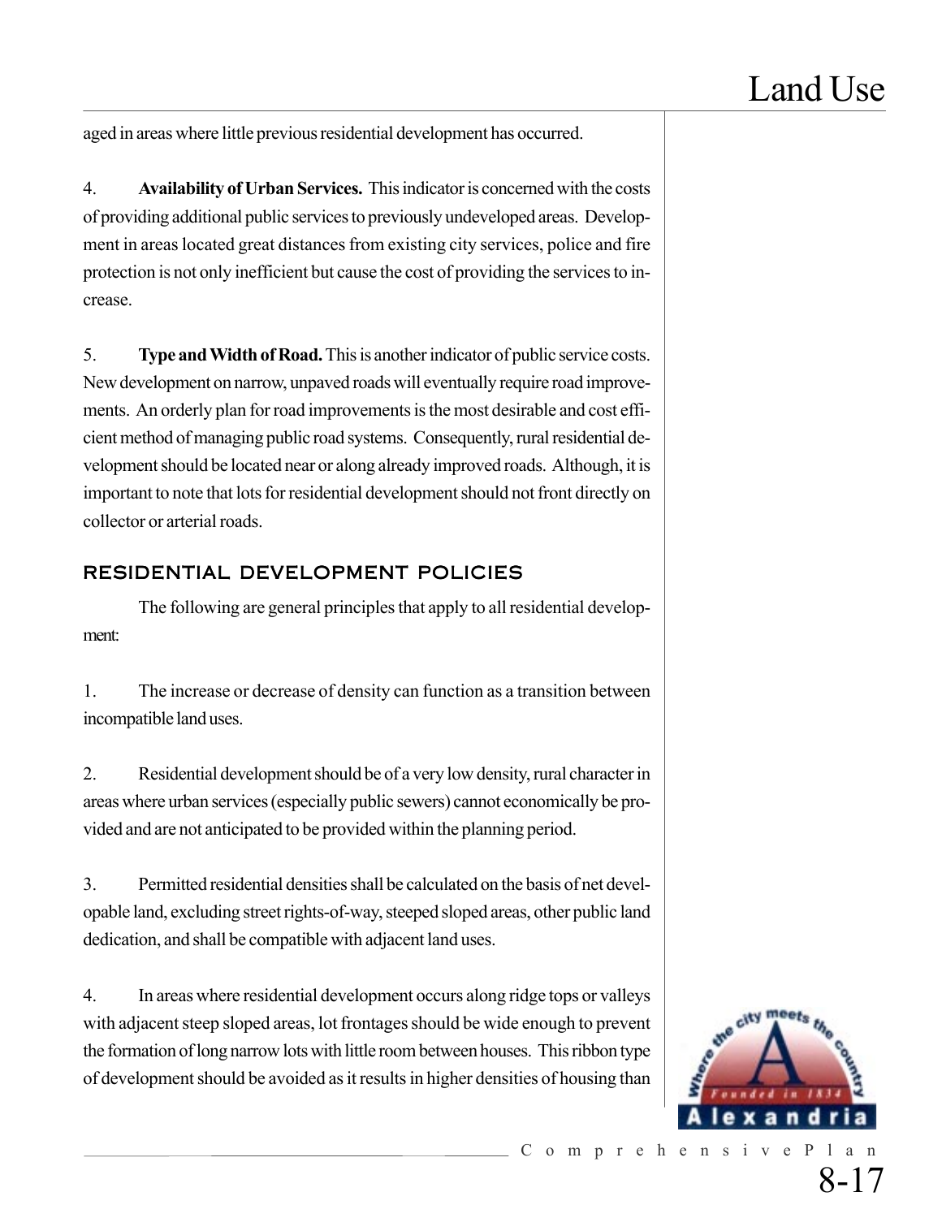aged in areas where little previous residential development has occurred.

4. **Availability of Urban Services.** This indicator is concerned with the costs of providing additional public services to previously undeveloped areas. Development in areas located great distances from existing city services, police and fire protection is not only inefficient but cause the cost of providing the services to increase.

5. **Type and Width of Road.** This is another indicator of public service costs. New development on narrow, unpaved roads will eventually require road improvements. An orderly plan for road improvements is the most desirable and cost efficient method of managing public road systems. Consequently, rural residential development should be located near or along already improved roads. Although, it is important to note that lots for residential development should not front directly on collector or arterial roads.

## RESIDENTIAL DEVELOPMENT POLICIES

The following are general principles that apply to all residential development:

1. The increase or decrease of density can function as a transition between incompatible land uses.

2. Residential development should be of a very low density, rural character in areas where urban services (especially public sewers) cannot economically be provided and are not anticipated to be provided within the planning period.

3. Permitted residential densities shall be calculated on the basis of net developable land, excluding street rights-of-way, steeped sloped areas, other public land dedication, and shall be compatible with adjacent land uses.

4. In areas where residential development occurs along ridge tops or valleys with adjacent steep sloped areas, lot frontages should be wide enough to prevent the formation of long narrow lots with little room between houses. This ribbon type of development should be avoided as it results in higher densities of housing than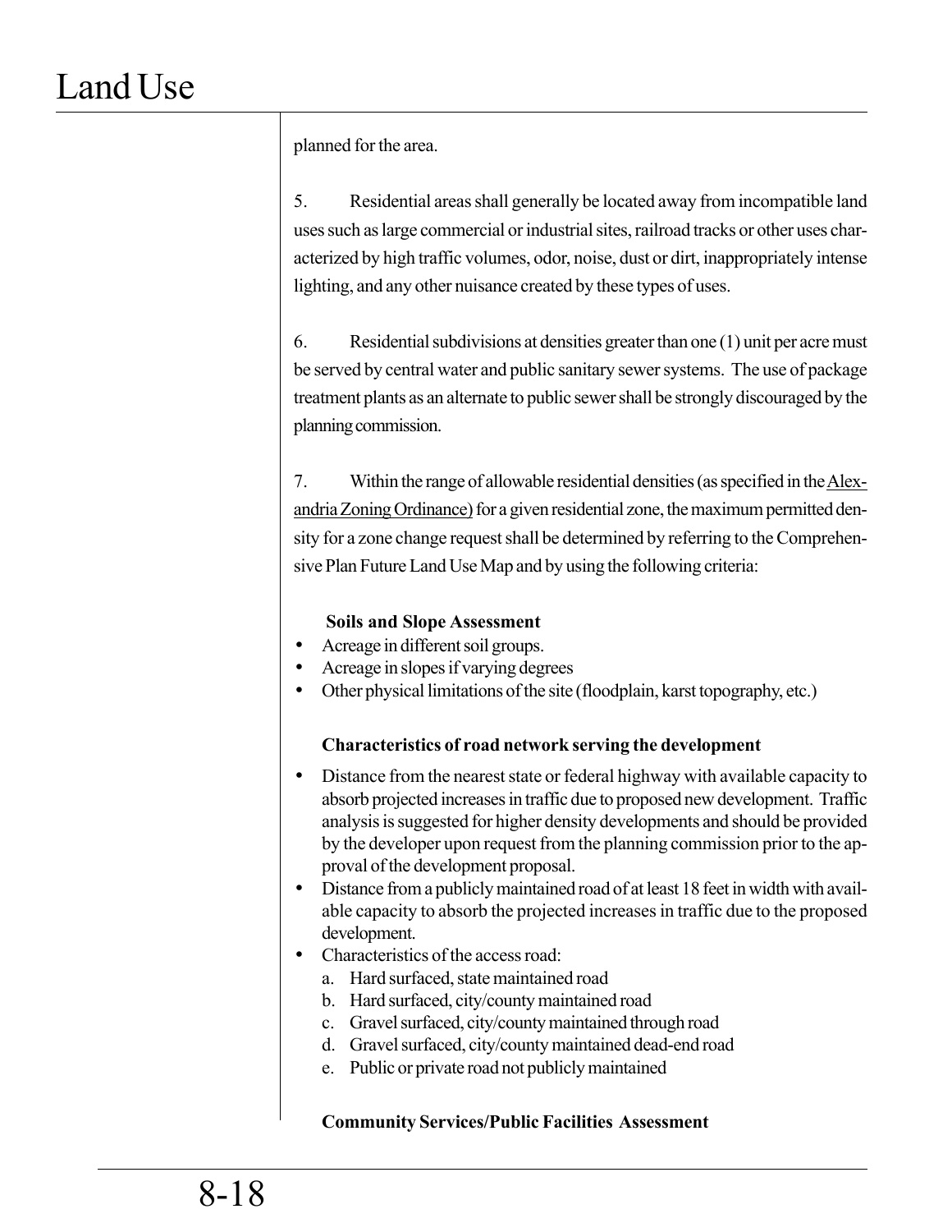planned for the area.

5. Residential areas shall generally be located away from incompatible land uses such as large commercial or industrial sites, railroad tracks or other uses characterized by high traffic volumes, odor, noise, dust or dirt, inappropriately intense lighting, and any other nuisance created by these types of uses.

6. Residential subdivisions at densities greater than one (1) unit per acre must be served by central water and public sanitary sewer systems. The use of package treatment plants as an alternate to public sewer shall be strongly discouraged by the planning commission.

7. Within the range of allowable residential densities (as specified in the Alexandria Zoning Ordinance) for a given residential zone, the maximum permitted density for a zone change request shall be determined by referring to the Comprehensive Plan Future Land Use Map and by using the following criteria:

**Soils and Slope Assessment**

- Acreage in different soil groups.
- Acreage in slopes if varying degrees
- Other physical limitations of the site (floodplain, karst topography, etc.)

**Characteristics of road network serving the development**

- Distance from the nearest state or federal highway with available capacity to absorb projected increases in traffic due to proposed new development. Traffic analysis is suggested for higher density developments and should be provided by the developer upon request from the planning commission prior to the approval of the development proposal.
- Distance from a publicly maintained road of at least 18 feet in width with available capacity to absorb the projected increases in traffic due to the proposed development.
- Characteristics of the access road:
  - a. Hard surfaced, state maintained road
  - b. Hard surfaced, city/county maintained road
  - c. Gravel surfaced, city/county maintained through road
  - d. Gravel surfaced, city/county maintained dead-end road
  - e. Public or private road not publicly maintained

**Community Services/Public Facilities Assessment**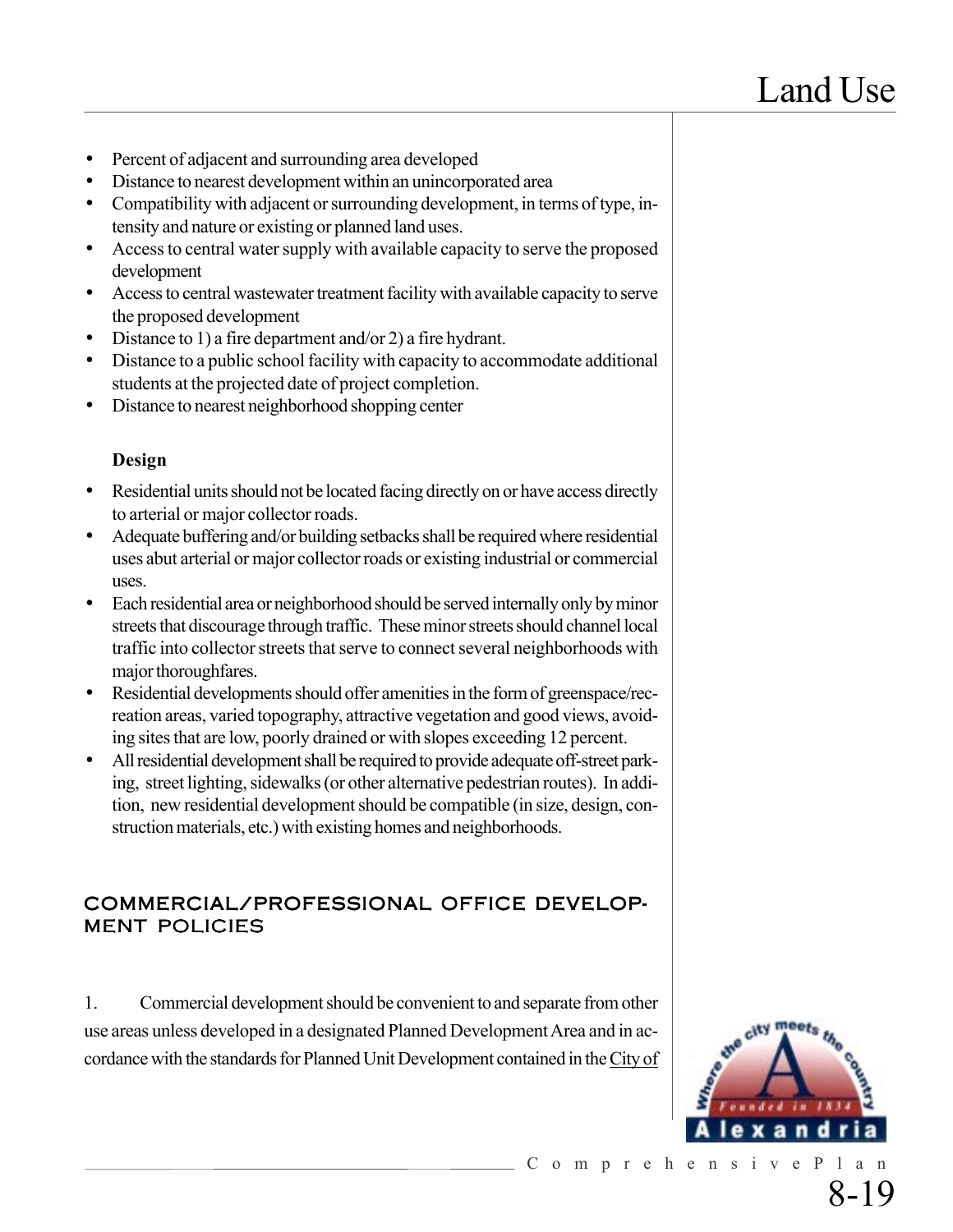- Percent of adjacent and surrounding area developed
- Distance to nearest development within an unincorporated area
- Compatibility with adjacent or surrounding development, in terms of type, intensity and nature or existing or planned land uses.
- Access to central water supply with available capacity to serve the proposed development
- Access to central wastewater treatment facility with available capacity to serve the proposed development
- Distance to 1) a fire department and/or 2) a fire hydrant.
- Distance to a public school facility with capacity to accommodate additional students at the projected date of project completion.
- Distance to nearest neighborhood shopping center

**Design**

- Residential units should not be located facing directly on or have access directly to arterial or major collector roads.
- Adequate buffering and/or building setbacks shall be required where residential uses abut arterial or major collector roads or existing industrial or commercial uses.
- Each residential area or neighborhood should be served internally only by minor streets that discourage through traffic. These minor streets should channel local traffic into collector streets that serve to connect several neighborhoods with major thoroughfares.
- Residential developments should offer amenities in the form of greenspace/recreation areas, varied topography, attractive vegetation and good views, avoiding sites that are low, poorly drained or with slopes exceeding 12 percent.
- All residential development shall be required to provide adequate off-street parking, street lighting, sidewalks (or other alternative pedestrian routes). In addition, new residential development should be compatible (in size, design, construction materials, etc.) with existing homes and neighborhoods.

## COMMERCIAL/PROFESSIONAL OFFICE DEVELOPMENT POLICIES

1. Commercial development should be convenient to and separate from other use areas unless developed in a designated Planned Development Area and in accordance with the standards for Planned Unit Development contained in the City of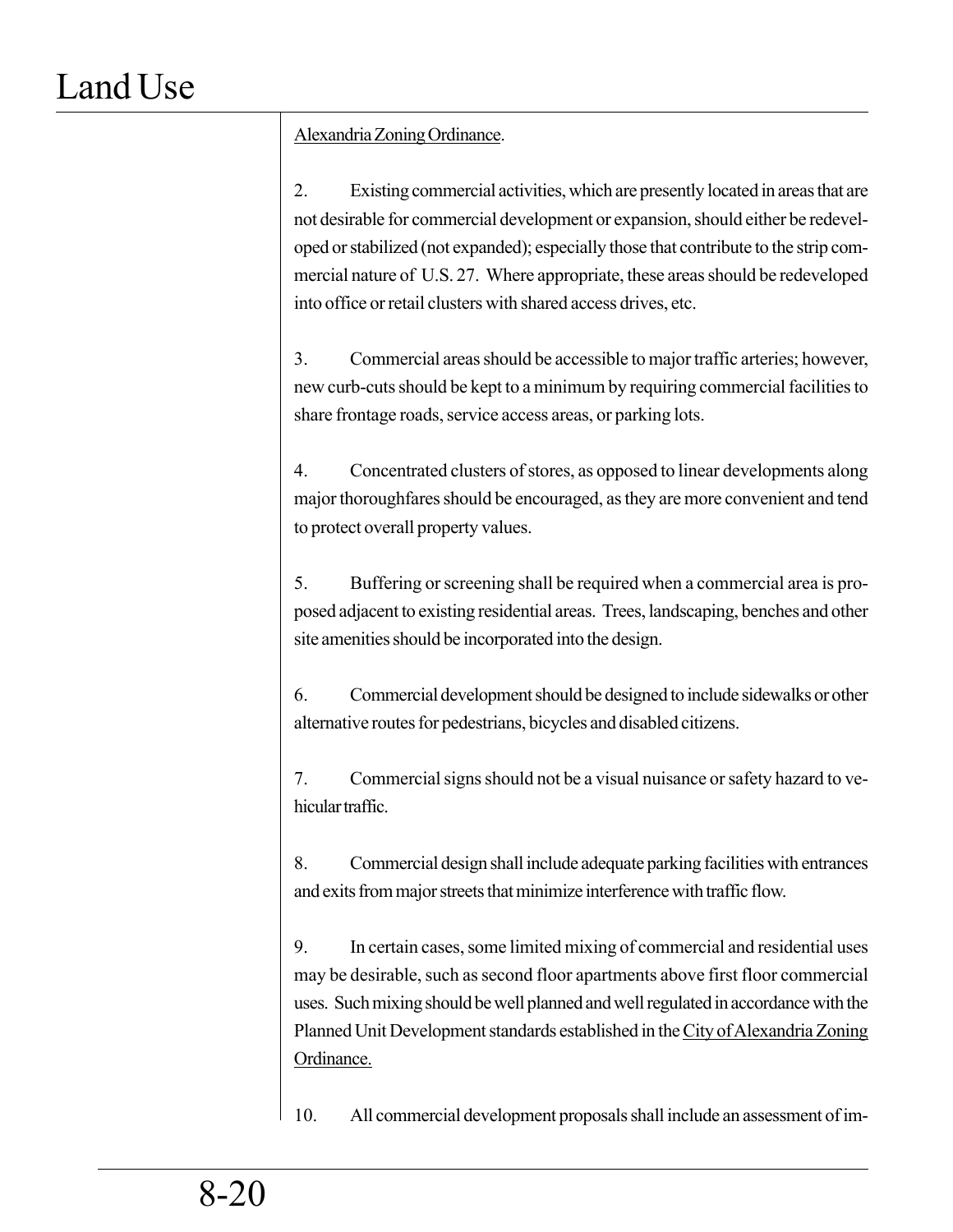Alexandria Zoning Ordinance.

2. Existing commercial activities, which are presently located in areas that are not desirable for commercial development or expansion, should either be redeveloped or stabilized (not expanded); especially those that contribute to the strip commercial nature of U.S. 27. Where appropriate, these areas should be redeveloped into office or retail clusters with shared access drives, etc.

3. Commercial areas should be accessible to major traffic arteries; however, new curb-cuts should be kept to a minimum by requiring commercial facilities to share frontage roads, service access areas, or parking lots.

4. Concentrated clusters of stores, as opposed to linear developments along major thoroughfares should be encouraged, as they are more convenient and tend to protect overall property values.

5. Buffering or screening shall be required when a commercial area is proposed adjacent to existing residential areas. Trees, landscaping, benches and other site amenities should be incorporated into the design.

6. Commercial development should be designed to include sidewalks or other alternative routes for pedestrians, bicycles and disabled citizens.

7. Commercial signs should not be a visual nuisance or safety hazard to vehicular traffic.

8. Commercial design shall include adequate parking facilities with entrances and exits from major streets that minimize interference with traffic flow.

9. In certain cases, some limited mixing of commercial and residential uses may be desirable, such as second floor apartments above first floor commercial uses. Such mixing should be well planned and well regulated in accordance with the Planned Unit Development standards established in the City of Alexandria Zoning Ordinance.

10. All commercial development proposals shall include an assessment of im-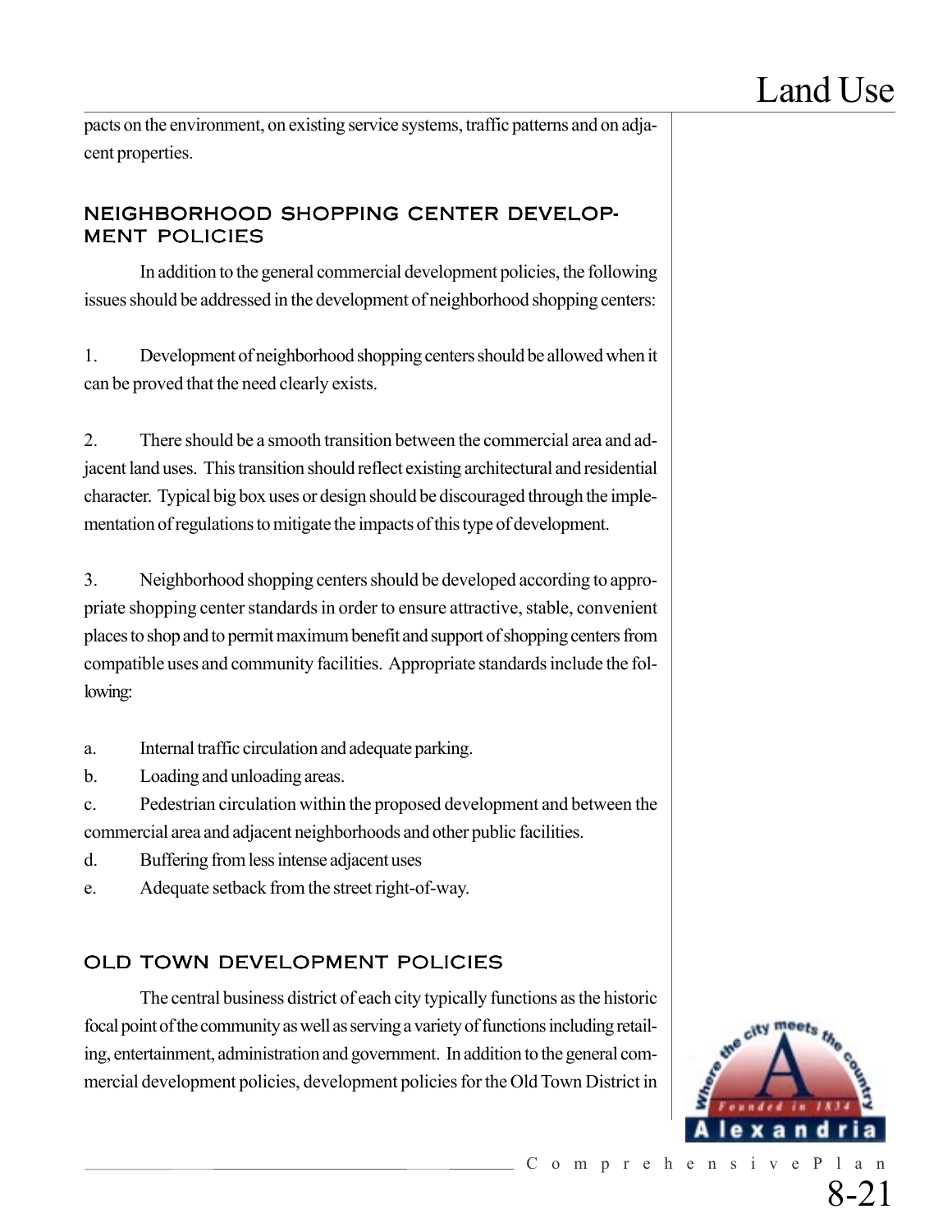pacts on the environment, on existing service systems, traffic patterns and on adjacent properties.

## NEIGHBORHOOD SHOPPING CENTER DEVELOPMENT POLICIES

In addition to the general commercial development policies, the following issues should be addressed in the development of neighborhood shopping centers:

1. Development of neighborhood shopping centers should be allowed when it can be proved that the need clearly exists.

2. There should be a smooth transition between the commercial area and adjacent land uses. This transition should reflect existing architectural and residential character. Typical big box uses or design should be discouraged through the implementation of regulations to mitigate the impacts of this type of development.

3. Neighborhood shopping centers should be developed according to appropriate shopping center standards in order to ensure attractive, stable, convenient places to shop and to permit maximum benefit and support of shopping centers from compatible uses and community facilities. Appropriate standards include the following:

a. Internal traffic circulation and adequate parking.
b. Loading and unloading areas.
c. Pedestrian circulation within the proposed development and between the commercial area and adjacent neighborhoods and other public facilities.
d. Buffering from less intense adjacent uses
e. Adequate setback from the street right-of-way.

## OLD TOWN DEVELOPMENT POLICIES

The central business district of each city typically functions as the historic focal point of the community as well as serving a variety of functions including retailing, entertainment, administration and government. In addition to the general commercial development policies, development policies for the Old Town District in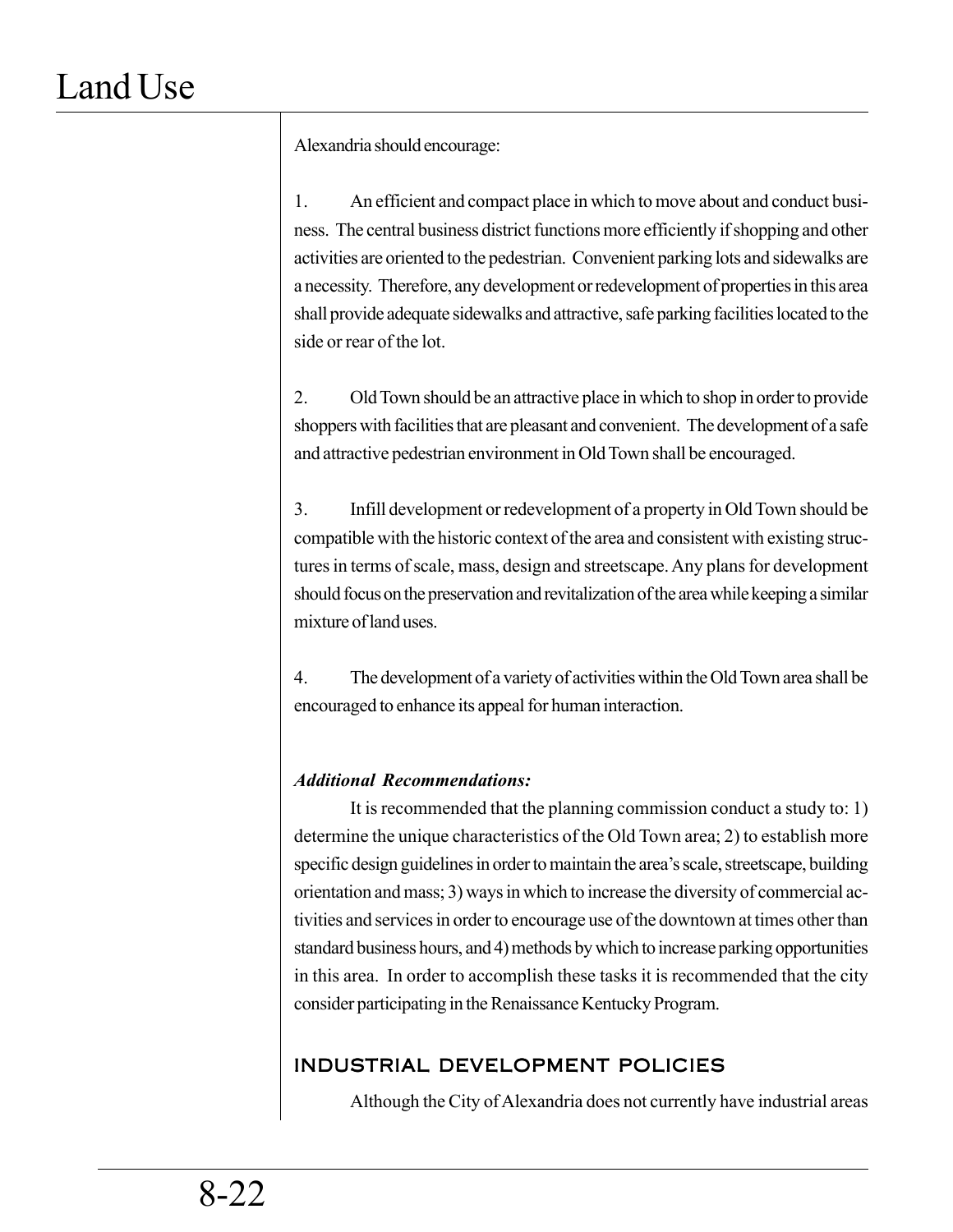Alexandria should encourage:

1. An efficient and compact place in which to move about and conduct business. The central business district functions more efficiently if shopping and other activities are oriented to the pedestrian. Convenient parking lots and sidewalks are a necessity. Therefore, any development or redevelopment of properties in this area shall provide adequate sidewalks and attractive, safe parking facilities located to the side or rear of the lot.

2. Old Town should be an attractive place in which to shop in order to provide shoppers with facilities that are pleasant and convenient. The development of a safe and attractive pedestrian environment in Old Town shall be encouraged.

3. Infill development or redevelopment of a property in Old Town should be compatible with the historic context of the area and consistent with existing structures in terms of scale, mass, design and streetscape. Any plans for development should focus on the preservation and revitalization of the area while keeping a similar mixture of land uses.

4. The development of a variety of activities within the Old Town area shall be encouraged to enhance its appeal for human interaction.

***Additional Recommendations:***

It is recommended that the planning commission conduct a study to: 1) determine the unique characteristics of the Old Town area; 2) to establish more specific design guidelines in order to maintain the area's scale, streetscape, building orientation and mass; 3) ways in which to increase the diversity of commercial activities and services in order to encourage use of the downtown at times other than standard business hours, and 4) methods by which to increase parking opportunities in this area. In order to accomplish these tasks it is recommended that the city consider participating in the Renaissance Kentucky Program.

## INDUSTRIAL DEVELOPMENT POLICIES

Although the City of Alexandria does not currently have industrial areas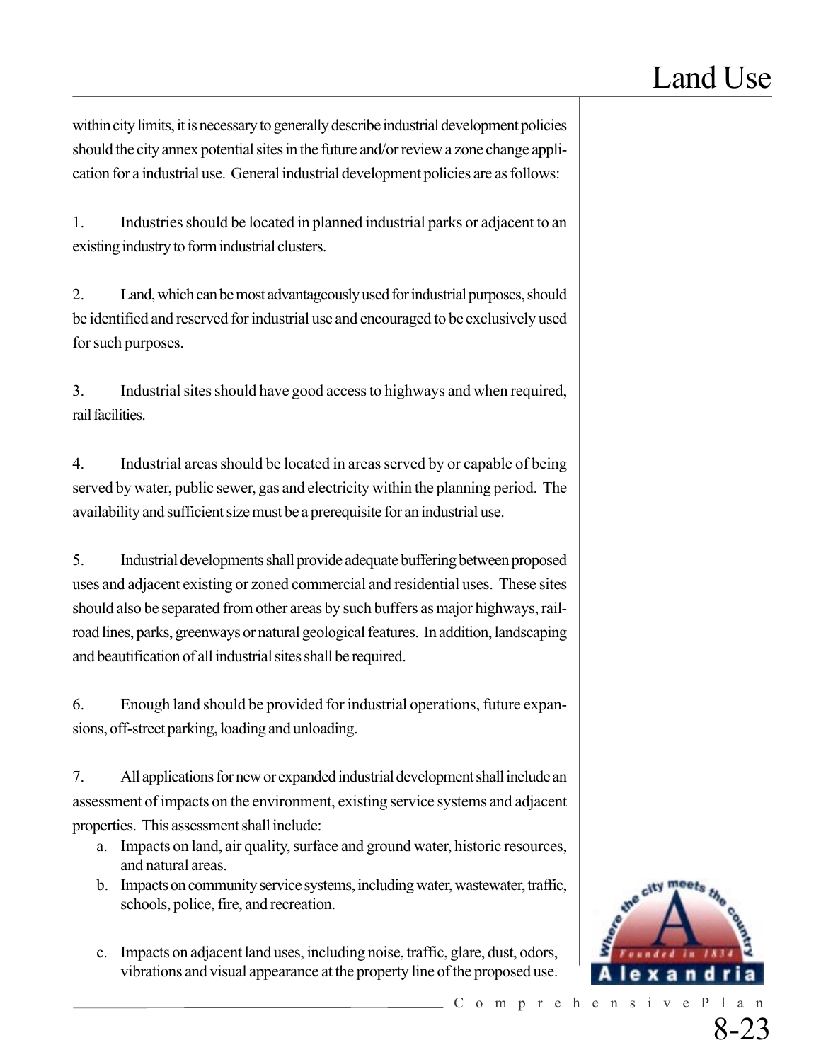within city limits, it is necessary to generally describe industrial development policies should the city annex potential sites in the future and/or review a zone change application for a industrial use. General industrial development policies are as follows:

1. Industries should be located in planned industrial parks or adjacent to an existing industry to form industrial clusters.

2. Land, which can be most advantageously used for industrial purposes, should be identified and reserved for industrial use and encouraged to be exclusively used for such purposes.

3. Industrial sites should have good access to highways and when required, rail facilities.

4. Industrial areas should be located in areas served by or capable of being served by water, public sewer, gas and electricity within the planning period. The availability and sufficient size must be a prerequisite for an industrial use.

5. Industrial developments shall provide adequate buffering between proposed uses and adjacent existing or zoned commercial and residential uses. These sites should also be separated from other areas by such buffers as major highways, railroad lines, parks, greenways or natural geological features. In addition, landscaping and beautification of all industrial sites shall be required.

6. Enough land should be provided for industrial operations, future expansions, off-street parking, loading and unloading.

7. All applications for new or expanded industrial development shall include an assessment of impacts on the environment, existing service systems and adjacent properties. This assessment shall include:
   a. Impacts on land, air quality, surface and ground water, historic resources, and natural areas.
   b. Impacts on community service systems, including water, wastewater, traffic, schools, police, fire, and recreation.
   c. Impacts on adjacent land uses, including noise, traffic, glare, dust, odors, vibrations and visual appearance at the property line of the proposed use.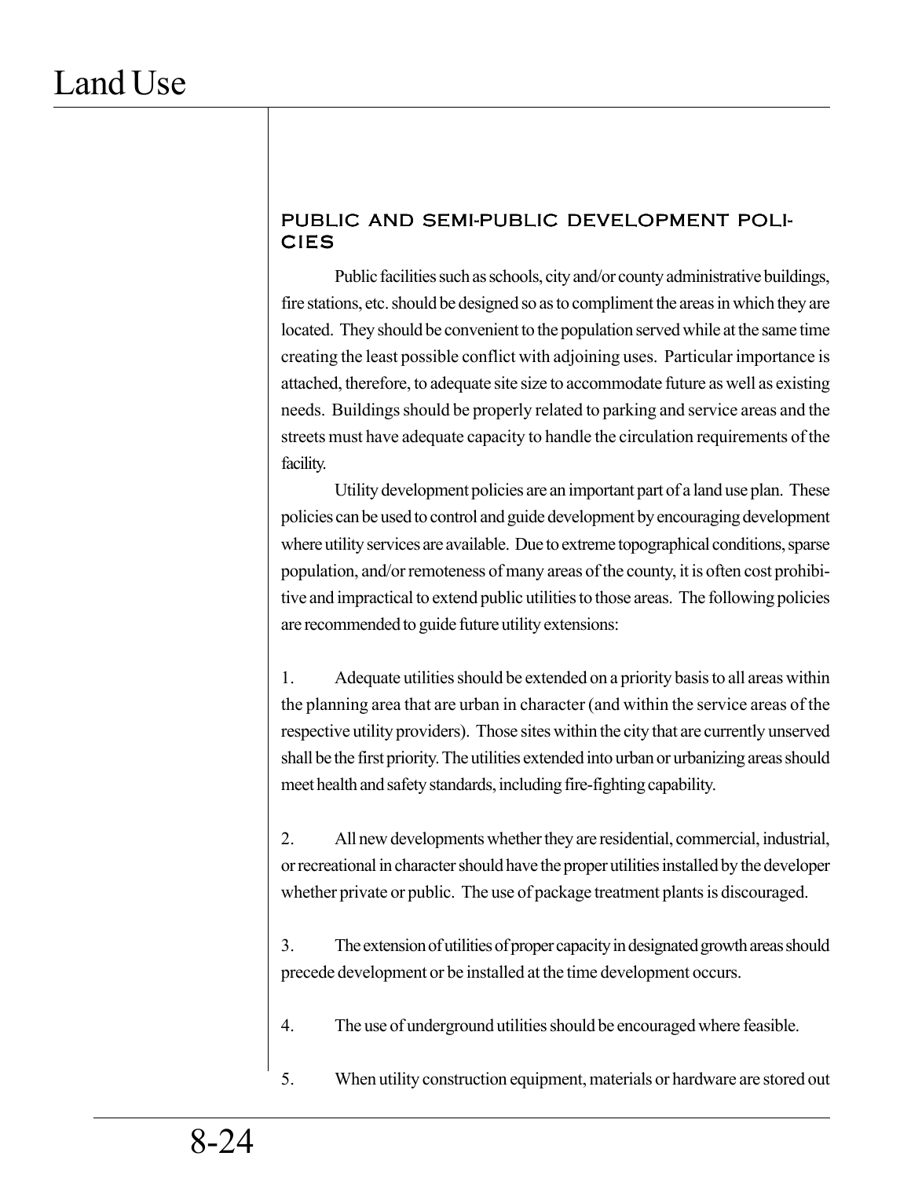## PUBLIC AND SEMI-PUBLIC DEVELOPMENT POLICIES

Public facilities such as schools, city and/or county administrative buildings, fire stations, etc. should be designed so as to compliment the areas in which they are located. They should be convenient to the population served while at the same time creating the least possible conflict with adjoining uses. Particular importance is attached, therefore, to adequate site size to accommodate future as well as existing needs. Buildings should be properly related to parking and service areas and the streets must have adequate capacity to handle the circulation requirements of the facility.

Utility development policies are an important part of a land use plan. These policies can be used to control and guide development by encouraging development where utility services are available. Due to extreme topographical conditions, sparse population, and/or remoteness of many areas of the county, it is often cost prohibitive and impractical to extend public utilities to those areas. The following policies are recommended to guide future utility extensions:

1. Adequate utilities should be extended on a priority basis to all areas within the planning area that are urban in character (and within the service areas of the respective utility providers). Those sites within the city that are currently unserved shall be the first priority. The utilities extended into urban or urbanizing areas should meet health and safety standards, including fire-fighting capability.

2. All new developments whether they are residential, commercial, industrial, or recreational in character should have the proper utilities installed by the developer whether private or public. The use of package treatment plants is discouraged.

3. The extension of utilities of proper capacity in designated growth areas should precede development or be installed at the time development occurs.

4. The use of underground utilities should be encouraged where feasible.

5. When utility construction equipment, materials or hardware are stored out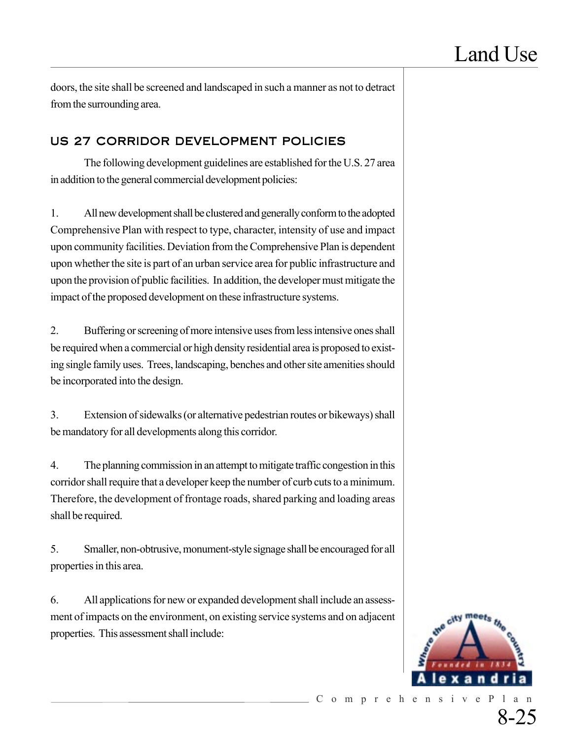doors, the site shall be screened and landscaped in such a manner as not to detract from the surrounding area.

## US 27 CORRIDOR DEVELOPMENT POLICIES

The following development guidelines are established for the U.S. 27 area in addition to the general commercial development policies:

1. All new development shall be clustered and generally conform to the adopted Comprehensive Plan with respect to type, character, intensity of use and impact upon community facilities. Deviation from the Comprehensive Plan is dependent upon whether the site is part of an urban service area for public infrastructure and upon the provision of public facilities. In addition, the developer must mitigate the impact of the proposed development on these infrastructure systems.

2. Buffering or screening of more intensive uses from less intensive ones shall be required when a commercial or high density residential area is proposed to existing single family uses. Trees, landscaping, benches and other site amenities should be incorporated into the design.

3. Extension of sidewalks (or alternative pedestrian routes or bikeways) shall be mandatory for all developments along this corridor.

4. The planning commission in an attempt to mitigate traffic congestion in this corridor shall require that a developer keep the number of curb cuts to a minimum. Therefore, the development of frontage roads, shared parking and loading areas shall be required.

5. Smaller, non-obtrusive, monument-style signage shall be encouraged for all properties in this area.

6. All applications for new or expanded development shall include an assessment of impacts on the environment, on existing service systems and on adjacent properties. This assessment shall include: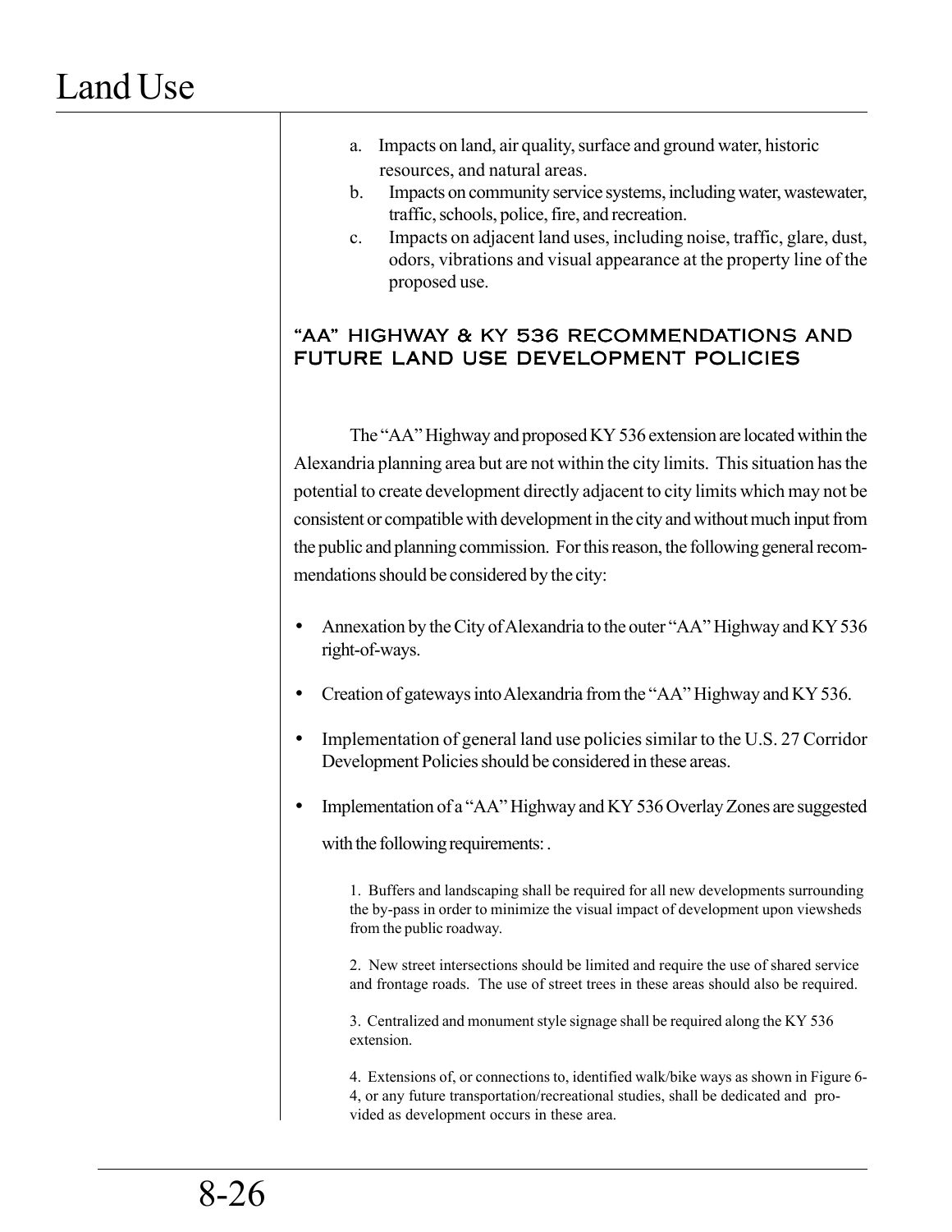a. Impacts on land, air quality, surface and ground water, historic resources, and natural areas.
b. Impacts on community service systems, including water, wastewater, traffic, schools, police, fire, and recreation.
c. Impacts on adjacent land uses, including noise, traffic, glare, dust, odors, vibrations and visual appearance at the property line of the proposed use.

## "AA" HIGHWAY & KY 536 RECOMMENDATIONS AND FUTURE LAND USE DEVELOPMENT POLICIES

The "AA" Highway and proposed KY 536 extension are located within the Alexandria planning area but are not within the city limits. This situation has the potential to create development directly adjacent to city limits which may not be consistent or compatible with development in the city and without much input from the public and planning commission. For this reason, the following general recommendations should be considered by the city:

- Annexation by the City of Alexandria to the outer "AA" Highway and KY 536 right-of-ways.
- Creation of gateways into Alexandria from the "AA" Highway and KY 536.
- Implementation of general land use policies similar to the U.S. 27 Corridor Development Policies should be considered in these areas.
- Implementation of a "AA" Highway and KY 536 Overlay Zones are suggested with the following requirements: .

  1. Buffers and landscaping shall be required for all new developments surrounding the by-pass in order to minimize the visual impact of development upon viewsheds from the public roadway.

  2. New street intersections should be limited and require the use of shared service and frontage roads. The use of street trees in these areas should also be required.

  3. Centralized and monument style signage shall be required along the KY 536 extension.

  4. Extensions of, or connections to, identified walk/bike ways as shown in Figure 6-4, or any future transportation/recreational studies, shall be dedicated and provided as development occurs in these area.